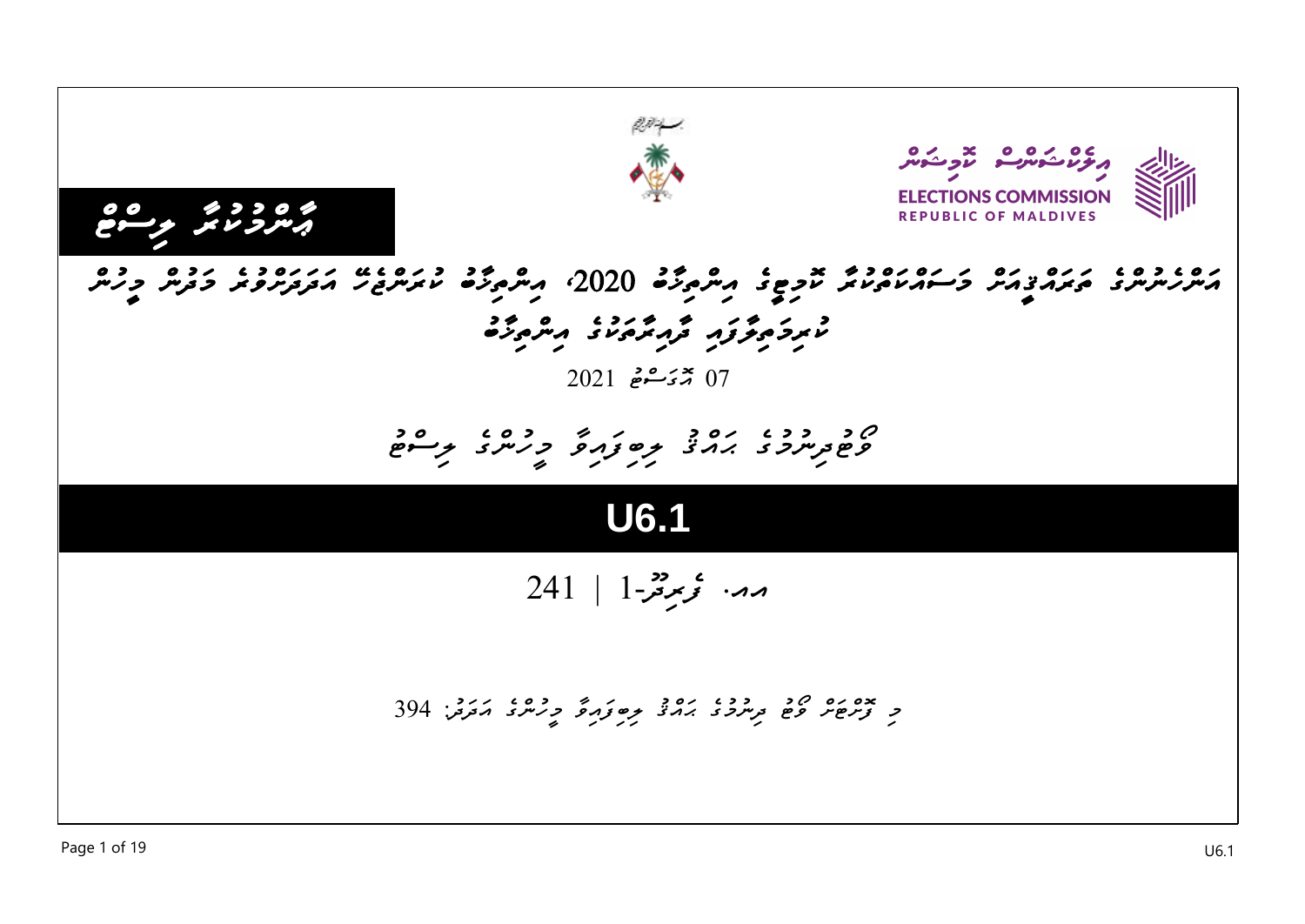ބިސްމިﷲ

އިލެކްޝަންސް ކޮމިޝަން

ELECTIONS COMMISSION
REPUBLIC OF MALDIVES

އަންނުވުނުގެ ލިސްޓު

# އަންހެނުންގެ ތަރައްޤީއަށް މަސައްކަތްކުރާ ކޮމިޓީގެ އިންތިޚާބު 2020، އިންތިޚާބު ކުރަންޖެހޭ އަތޮޅުތަކާއި މާލޭން މިހުން ކައުންސިލްތަކުގެ އިންތިޚާބު

07 އޭޕްރީލް 2021

## ވޯޓުދިނުމުގެ ޙައްޤު ލިބިފައިވާ މީހުންގެ ލިސްޓު

# U6.1

241 | 1-ބ. ފުލިދޫ

މި ފޯމްބަރު ވޯޓު ދިނުމުގެ ޙައްޤު ލިބިފައިވާ މީހުންގެ އަދަދު: 394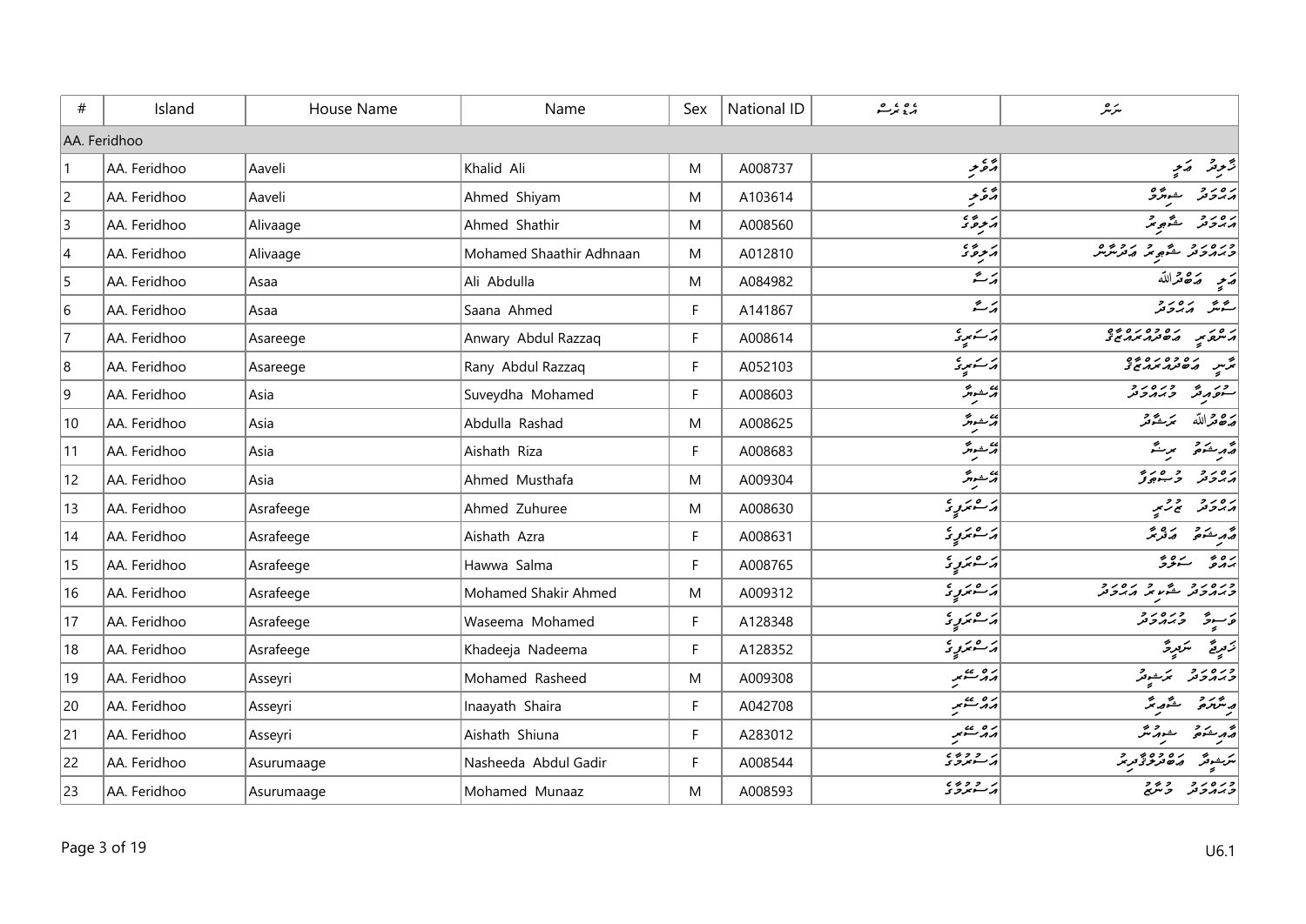| # | Island | House Name | Name | Sex | National ID | ގެއެގުރުނ | ނަރަނ |
|---|---|---|---|---|---|---|---|
| AA. Feridhoo | | | | | | | |
| 1 | AA. Feridhoo | Aaveli | Khalid Ali | M | A008737 | އާވެލި | ޚާލިދު އަލި |
| 2 | AA. Feridhoo | Aaveli | Ahmed Shiyam | M | A103614 | އާވެލި | އަހުމަދު ޝިޔާމް |
| 3 | AA. Feridhoo | Alivaage | Ahmed Shathir | M | A008560 | އަލިވާގެ | އަހުމަދު ޝާތިރު |
| 4 | AA. Feridhoo | Alivaage | Mohamed Shaathir Adhnaan | M | A012810 | އަލިވާގެ | މުހައްމަދު ޝާތިރު އަދުނާން |
| 5 | AA. Feridhoo | Asaa | Ali Abdulla | M | A084982 | އަސާ | އަލި އަބްދުﷲ |
| 6 | AA. Feridhoo | Asaa | Saana Ahmed | F | A141867 | އަސާ | ސާނާ އަހުމަދު |
| 7 | AA. Feridhoo | Asareege | Anwary Abdul Razzaq | F | A008614 | އަސަރީގެ | އަންވަރީ އަބްދުއްރައްޒާގު |
| 8 | AA. Feridhoo | Asareege | Rany Abdul Razzaq | F | A052103 | އަސަރީގެ | ރާނީ އަބްދުއްރައްޒާގު |
| 9 | AA. Feridhoo | Asia | Suveydha Mohamed | F | A008603 | އޭޝިއާ | ސުވޭދާ މުހައްމަދު |
| 10 | AA. Feridhoo | Asia | Abdulla Rashad | M | A008625 | އޭޝިއާ | އަބްދުﷲ ރަޝާދު |
| 11 | AA. Feridhoo | Asia | Aishath Riza | F | A008683 | އޭޝިއާ | އާއިޝަތު ރިޟާ |
| 12 | AA. Feridhoo | Asia | Ahmed Musthafa | M | A009304 | އޭޝިއާ | އަހުމަދު މުސްތަފާ |
| 13 | AA. Feridhoo | Asrafeege | Ahmed Zuhuree | M | A008630 | އަސްރަފީގެ | އަހުމަދު ޒުހުރީ |
| 14 | AA. Feridhoo | Asrafeege | Aishath Azra | F | A008631 | އަސްރަފީގެ | އާއިޝަތު އަޒްރާ |
| 15 | AA. Feridhoo | Asrafeege | Hawwa Salma | F | A008765 | އަސްރަފީގެ | ހައްވާ ސަލްމާ |
| 16 | AA. Feridhoo | Asrafeege | Mohamed Shakir Ahmed | M | A009312 | އަސްރަފީގެ | މުހައްމަދު ޝާކިރު އަހުމަދު |
| 17 | AA. Feridhoo | Asrafeege | Waseema Mohamed | F | A128348 | އަސްރަފީގެ | ވަސީމާ މުހައްމަދު |
| 18 | AA. Feridhoo | Asrafeege | Khadeeja Nadeema | F | A128352 | އަސްރަފީގެ | ޚަދީޖާ ނަދީމާ |
| 19 | AA. Feridhoo | Asseyri | Mohamed Rasheed | M | A009308 | އައްސޭރި | މުހައްމަދު ރަޝީދު |
| 20 | AA. Feridhoo | Asseyri | Inaayath Shaira | F | A042708 | އައްސޭރި | އިނާޔަތު ޝާއިރާ |
| 21 | AA. Feridhoo | Asseyri | Aishath Shiuna | F | A283012 | އައްސޭރި | އާއިޝަތު ޝިއުނާ |
| 22 | AA. Feridhoo | Asurumaage | Nasheeda Abdul Gadir | F | A008544 | އަސުރުމާގެ | ނަޝީދާ އަބްދުލްޤާދިރު |
| 23 | AA. Feridhoo | Asurumaage | Mohamed Munaaz | M | A008593 | އަސުރުމާގެ | މުހައްމަދު މުނާޒް |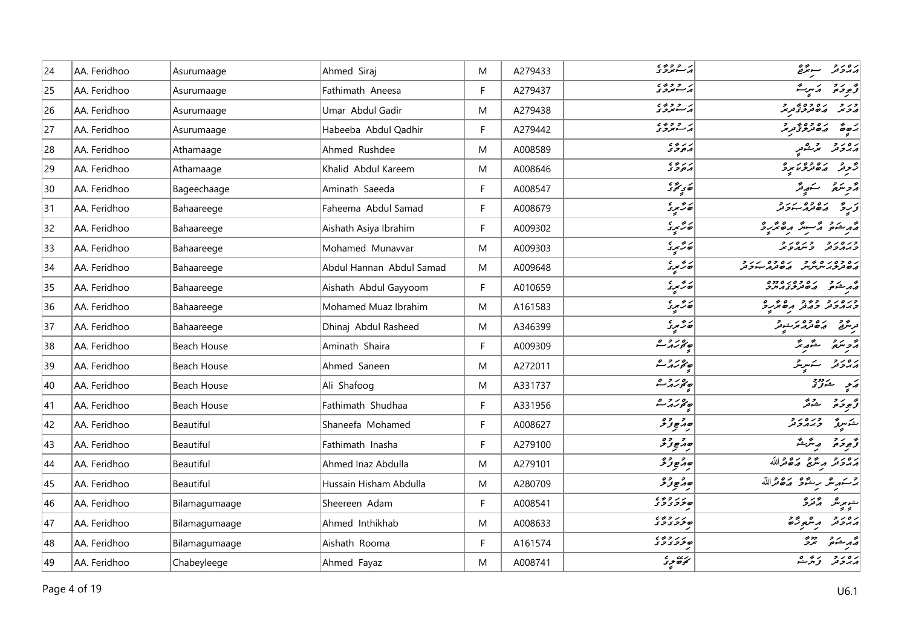| 24 | AA. Feridhoo | Asurumaage | Ahmed Siraj | M | A279433 | އަސުރުމާގެ | އަހުމަދު ސިރާޖް |
|---|---|---|---|---|---|---|---|
| 25 | AA. Feridhoo | Asurumaage | Fathimath Aneesa | F | A279437 | އަސުރުމާގެ | ފާތިމަތު އަނީސާ |
| 26 | AA. Feridhoo | Asurumaage | Umar Abdul Gadir | M | A279438 | އަސުރުމާގެ | ޢުމަރު ޢަބްދުލްޤާދިރު |
| 27 | AA. Feridhoo | Asurumaage | Habeeba Abdul Qadhir | F | A279442 | އަސުރުމާގެ | ހަބީބާ ޢަބްދުލްޤާދިރު |
| 28 | AA. Feridhoo | Athamaage | Ahmed Rushdee | M | A008589 | އަތަމާގެ | އަހުމަދު ރުޝްދީ |
| 29 | AA. Feridhoo | Athamaage | Khalid Abdul Kareem | M | A008646 | އަތަމާގެ | ޚާލިދު ޢަބްދުލްކަރީމް |
| 30 | AA. Feridhoo | Bageechaage | Aminath Saeeda | F | A008547 | ބަގީޗާގެ | އާމިނަތު ސަޢީދާ |
| 31 | AA. Feridhoo | Bahaareege | Faheema Abdul Samad | F | A008679 | ބަހާރީގެ | ފަހީމާ ޢަބްދުއްސަމަދު |
| 32 | AA. Feridhoo | Bahaareege | Aishath Asiya Ibrahim | F | A009302 | ބަހާރީގެ | ޢާއިޝަތު އާސިޔާ އިބްރާހީމް |
| 33 | AA. Feridhoo | Bahaareege | Mohamed Munavvar | M | A009303 | ބަހާރީގެ | މުޙައްމަދު މުނައްވަރު |
| 34 | AA. Feridhoo | Bahaareege | Abdul Hannan Abdul Samad | M | A009648 | ބަހާރީގެ | ޢަބްދުލްޙަންނާން ޢަބްދުއްސަމަދު |
| 35 | AA. Feridhoo | Bahaareege | Aishath Abdul Gayyoom | F | A010659 | ބަހާރީގެ | ޢާއިޝަތު ޢަބްދުލްޤައްޔޫމް |
| 36 | AA. Feridhoo | Bahaareege | Mohamed Muaz Ibrahim | M | A161583 | ބަހާރީގެ | މުޙައްމަދު މުޢާޛު އިބްރާހީމް |
| 37 | AA. Feridhoo | Bahaareege | Dhinaj Abdul Rasheed | M | A346399 | ބަހާރީގެ | ދިނާޖް ޢަބްދުއްރަޝީދު |
| 38 | AA. Feridhoo | Beach House | Aminath Shaira | F | A009309 | ބީޗްހައުސް | އާމިނަތު ޝާއިރާ |
| 39 | AA. Feridhoo | Beach House | Ahmed Saneen | M | A272011 | ބީޗްހައުސް | އަހުމަދު ސަނީން |
| 40 | AA. Feridhoo | Beach House | Ali Shafoog | M | A331737 | ބީޗްހައުސް | އަލި ޝަފޫގު |
| 41 | AA. Feridhoo | Beach House | Fathimath Shudhaa | F | A331956 | ބީޗްހައުސް | ފާތިމަތު ޝުދާ |
| 42 | AA. Feridhoo | Beautiful | Shaneefa Mohamed | F | A008627 | ބިއުޓިފުލް | ޝަނީފާ މުޙައްމަދު |
| 43 | AA. Feridhoo | Beautiful | Fathimath Inasha | F | A279100 | ބިއުޓިފުލް | ފާތިމަތު އިނާޝާ |
| 44 | AA. Feridhoo | Beautiful | Ahmed Inaz Abdulla | M | A279101 | ބިއުޓިފުލް | އަހުމަދު އިނާޒް ޢަބްދުﷲ |
| 45 | AA. Feridhoo | Beautiful | Hussain Hisham Abdulla | M | A280709 | ބިއުޓިފުލް | ޙުސައިން ހިޝާމް ޢަބްދުﷲ |
| 46 | AA. Feridhoo | Bilamagumaage | Sheereen Adam | F | A008541 | ބިލަމަގުމާގެ | ޝީރީން އާދަމް |
| 47 | AA. Feridhoo | Bilamagumaage | Ahmed Inthikhab | M | A008633 | ބިލަމަގުމާގެ | އަހުމަދު އިންތިޚާބު |
| 48 | AA. Feridhoo | Bilamagumaage | Aishath Rooma | F | A161574 | ބިލަމަގުމާގެ | ޢާއިޝަތު ރޫމާ |
| 49 | AA. Feridhoo | Chabeyleege | Ahmed Fayaz | M | A008741 | ޗަބޭލީގެ | އަހުމަދު ފައްޔާޒް |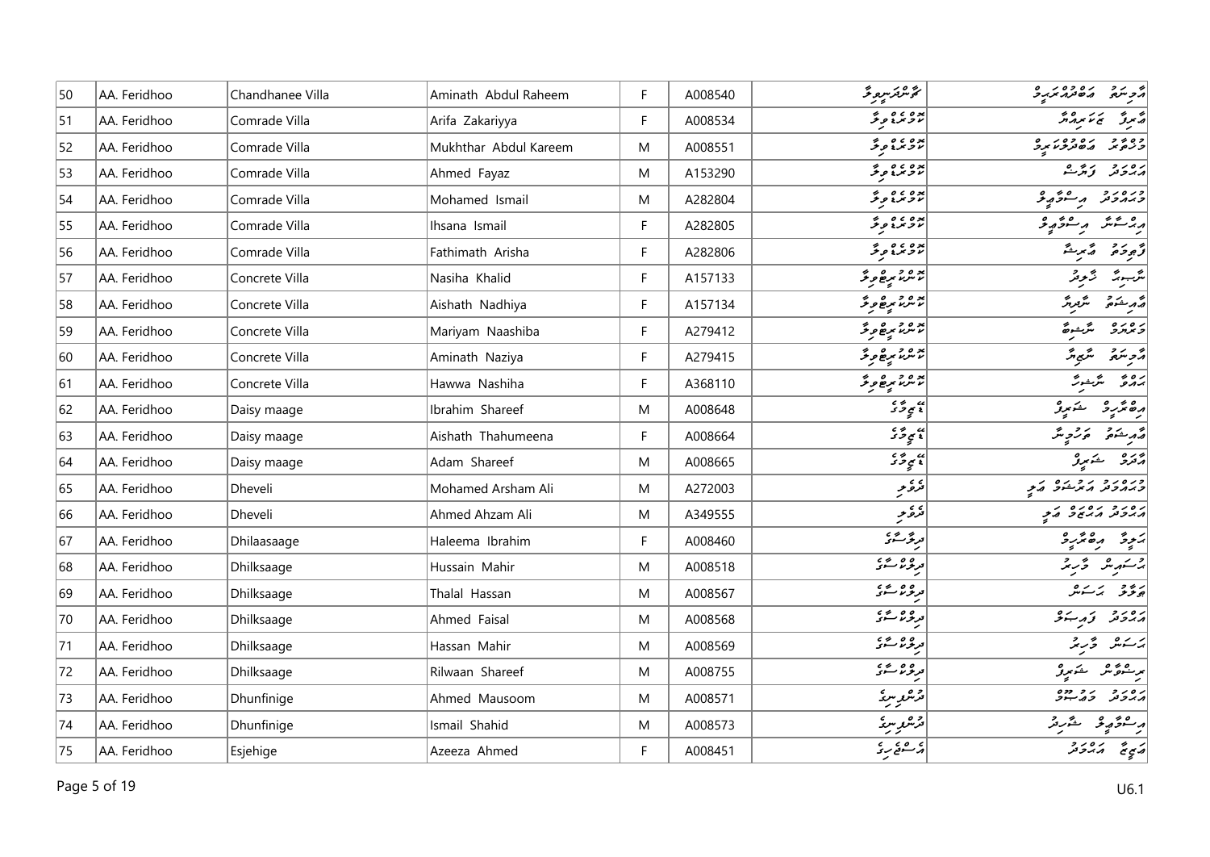| 50 | AA. Feridhoo | Chandhanee Villa | Aminath Abdul Raheem | F | A008540 | ކަންދަނީވިލާ | އާމިނަތު އަބްދުއްރަހީމް |
|---|---|---|---|---|---|---|---|
| 51 | AA. Feridhoo | Comrade Villa | Arifa Zakariyya | F | A008534 | ކޮމްރެޑްވިލާ | އާރިފާ ޒަކަރިއްޔާ |
| 52 | AA. Feridhoo | Comrade Villa | Mukhthar Abdul Kareem | M | A008551 | ކޮމްރެޑްވިލާ | މުޚްތާރު އަބްދުލްކަރީމް |
| 53 | AA. Feridhoo | Comrade Villa | Ahmed Fayaz | M | A153290 | ކޮމްރެޑްވިލާ | އަޙްމަދު ފައްޔާޒް |
| 54 | AA. Feridhoo | Comrade Villa | Mohamed Ismail | M | A282804 | ކޮމްރެޑްވިލާ | މުޙައްމަދު އިސްމާއީލް |
| 55 | AA. Feridhoo | Comrade Villa | Ihsana Ismail | F | A282805 | ކޮމްރެޑްވިލާ | އިޙްސާނާ އިސްމާއީލް |
| 56 | AA. Feridhoo | Comrade Villa | Fathimath Arisha | F | A282806 | ކޮމްރެޑްވިލާ | ފާތިމަތު އާރިޝާ |
| 57 | AA. Feridhoo | Concrete Villa | Nasiha Khalid | F | A157133 | ކޮންކްރީޓްވިލާ | ނާސިހާ ހާލިދު |
| 58 | AA. Feridhoo | Concrete Villa | Aishath Nadhiya | F | A157134 | ކޮންކްރީޓްވިލާ | އާއިޝަތު ނާދިޔާ |
| 59 | AA. Feridhoo | Concrete Villa | Mariyam Naashiba | F | A279412 | ކޮންކްރީޓްވިލާ | މަރިޔަމް ނާޝިބާ |
| 60 | AA. Feridhoo | Concrete Villa | Aminath Naziya | F | A279415 | ކޮންކްރީޓްވިލާ | އާމިނަތު ނާޒިޔާ |
| 61 | AA. Feridhoo | Concrete Villa | Hawwa Nashiha | F | A368110 | ކޮންކްރީޓްވިލާ | ހައްވާ ނާޝިހާ |
| 62 | AA. Feridhoo | Daisy maage | Ibrahim Shareef | M | A008648 | ޑެއިޒީމާގެ | އިބްރާހީމް ޝަރީފް |
| 63 | AA. Feridhoo | Daisy maage | Aishath Thahumeena | F | A008664 | ޑެއިޒީމާގެ | އާއިޝަތު ތަހުމީނާ |
| 64 | AA. Feridhoo | Daisy maage | Adam Shareef | M | A008665 | ޑެއިޒީމާގެ | އާދަމް ޝަރީފް |
| 65 | AA. Feridhoo | Dheveli | Mohamed Arsham Ali | M | A272003 | ދެވެލި | މުޙައްމަދު އަރުޝަމް އަލި |
| 66 | AA. Feridhoo | Dheveli | Ahmed Ahzam Ali | M | A349555 | ދެވެލި | އަޙްމަދު އަޙްޒަމް އަލި |
| 67 | AA. Feridhoo | Dhilaasaage | Haleema Ibrahim | F | A008460 | ދިލާސާގެ | ހަލީމާ އިބްރާހީމް |
| 68 | AA. Feridhoo | Dhilksaage | Hussain Mahir | M | A008518 | ދިލްކްސާގެ | ހުސައިން މާހިރު |
| 69 | AA. Feridhoo | Dhilksaage | Thalal Hassan | M | A008567 | ދިލްކްސާގެ | ތަލާލް ހަސަން |
| 70 | AA. Feridhoo | Dhilksaage | Ahmed Faisal | M | A008568 | ދިލްކްސާގެ | އަޙްމަދު ފައިސަލް |
| 71 | AA. Feridhoo | Dhilksaage | Hassan Mahir | M | A008569 | ދިލްކްސާގެ | ހަސަން މާހިރު |
| 72 | AA. Feridhoo | Dhilksaage | Rilwaan Shareef | M | A008755 | ދިލްކްސާގެ | ރިލްވާން ޝަރީފް |
| 73 | AA. Feridhoo | Dhunfinige | Ahmed Mausoom | M | A008571 | ދުންފިނިގެ | އަޙްމަދު މައުޞޫމް |
| 74 | AA. Feridhoo | Dhunfinige | Ismail Shahid | M | A008573 | ދުންފިނިގެ | އިސްމާއީލް ޝާހިދު |
| 75 | AA. Feridhoo | Esjehige | Azeeza Ahmed | F | A008451 | އެސްޖެހިގެ | އަޒީޒާ އަޙްމަދު |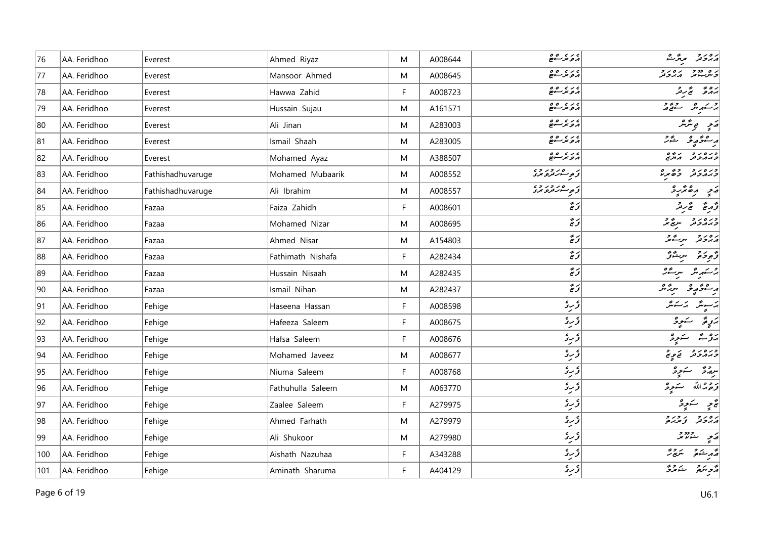| 76 | AA. Feridhoo | Everest | Ahmed Riyaz | M | A008644 | އެވަރެސްޓ | އަހުމަދު ރިޔާޒު |
|---|---|---|---|---|---|---|---|
| 77 | AA. Feridhoo | Everest | Mansoor Ahmed | M | A008645 | އެވަރެސްޓ | މަންސޫރު އަހުމަދު |
| 78 | AA. Feridhoo | Everest | Hawwa Zahid | F | A008723 | އެވަރެސްޓ | ހައްވާ ޒާހިދު |
| 79 | AA. Feridhoo | Everest | Hussain Sujau | M | A161571 | އެވަރެސްޓ | ހުސައިން ސުޖާއު |
| 80 | AA. Feridhoo | Everest | Ali Jinan | M | A283003 | އެވަރެސްޓ | އަލި ޖިނާން |
| 81 | AA. Feridhoo | Everest | Ismail Shaah | M | A283005 | އެވަރެސްޓ | އިސްމާއީލް ޝާހް |
| 82 | AA. Feridhoo | Everest | Mohamed Ayaz | M | A388507 | އެވަރެސްޓ | މުހައްމަދު އަޔާޒް |
| 83 | AA. Feridhoo | Fathishadhuvaruge | Mohamed Mubaarik | M | A008552 | ފަތިސްހަދުވަރުގެ | މުހައްމަދު މުބާރިކް |
| 84 | AA. Feridhoo | Fathishadhuvaruge | Ali Ibrahim | M | A008557 | ފަތިސްހަދުވަރުގެ | އަލި އިބްރާހީމް |
| 85 | AA. Feridhoo | Fazaa | Faiza Zahidh | F | A008601 | ފަޒާ | ފާއިޒާ ޒާހިދު |
| 86 | AA. Feridhoo | Fazaa | Mohamed Nizar | M | A008695 | ފަޒާ | މުހައްމަދު ނިޒާރު |
| 87 | AA. Feridhoo | Fazaa | Ahmed Nisar | M | A154803 | ފަޒާ | އަހުމަދު ނިސާރު |
| 88 | AA. Feridhoo | Fazaa | Fathimath Nishafa | F | A282434 | ފަޒާ | ފާތިމަތު ނިޝާފާ |
| 89 | AA. Feridhoo | Fazaa | Hussain Nisaah | M | A282435 | ފަޒާ | ހުސައިން ނިސާހް |
| 90 | AA. Feridhoo | Fazaa | Ismail Nihan | M | A282437 | ފަޒާ | އިސްމާއީލް ނިހާން |
| 91 | AA. Feridhoo | Fehige | Haseena Hassan | F | A008598 | ފެހިގެ | ހަސީނާ ހަސަން |
| 92 | AA. Feridhoo | Fehige | Hafeeza Saleem | F | A008675 | ފެހިގެ | ހަފީޒާ ސަލީމް |
| 93 | AA. Feridhoo | Fehige | Hafsa Saleem | F | A008676 | ފެހިގެ | ހަފްސާ ސަލީމް |
| 94 | AA. Feridhoo | Fehige | Mohamed Javeez | M | A008677 | ފެހިގެ | މުހައްމަދު ޖަވީޒް |
| 95 | AA. Feridhoo | Fehige | Niuma Saleem | F | A008768 | ފެހިގެ | ނިއުމާ ސަލީމް |
| 96 | AA. Feridhoo | Fehige | Fathuhulla Saleem | M | A063770 | ފެހިގެ | ފަތުހުﷲ ސަލީމް |
| 97 | AA. Feridhoo | Fehige | Zaalee Saleem | F | A279975 | ފެހިގެ | ޒާލީ ސަލީމް |
| 98 | AA. Feridhoo | Fehige | Ahmed Farhath | M | A279979 | ފެހިގެ | އަހުމަދު ފަރުހަތު |
| 99 | AA. Feridhoo | Fehige | Ali Shukoor | M | A279980 | ފެހިގެ | އަލި ޝުކޫރު |
| 100 | AA. Feridhoo | Fehige | Aishath Nazuhaa | F | A343288 | ފެހިގެ | އާއިޝަތު ނަޒުހާ |
| 101 | AA. Feridhoo | Fehige | Aminath Sharuma | F | A404129 | ފެހިގެ | އާމިނަތު ޝަރުމާ |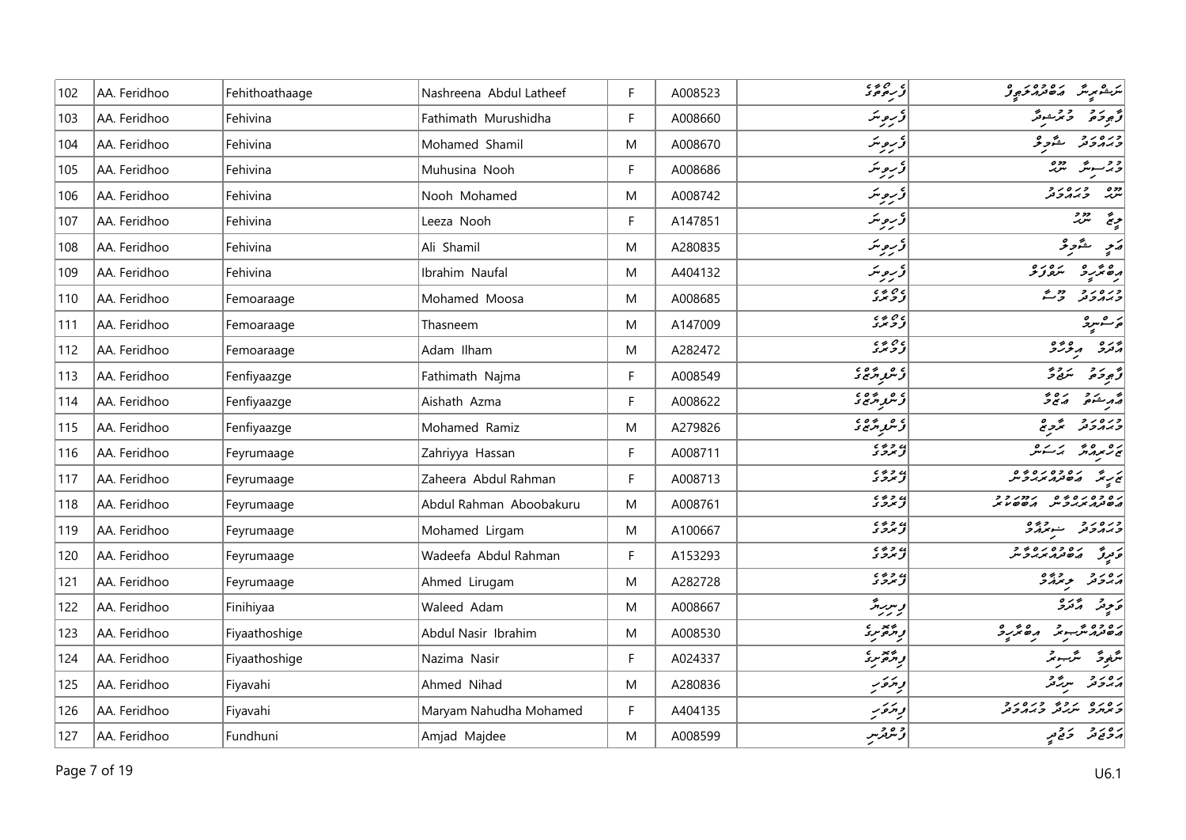| 102 | AA. Feridhoo | Fehithoathaage | Nashreena Abdul Latheef | F | A008523 | ޤެހިތޯތާގެ | ނަޝްރީނާ އަބްދުލްލަތީފް |
|---|---|---|---|---|---|---|---|
| 103 | AA. Feridhoo | Fehivina | Fathimath Murushidha | F | A008660 | ފެހިވިނާ | ފާތިމަތު މުރުޝިދާ |
| 104 | AA. Feridhoo | Fehivina | Mohamed Shamil | M | A008670 | ފެހިވިނާ | މުހައްމަދު ޝާމިލް |
| 105 | AA. Feridhoo | Fehivina | Muhusina Nooh | F | A008686 | ފެހިވިނާ | މުހުސިނާ ނޫހު |
| 106 | AA. Feridhoo | Fehivina | Nooh Mohamed | M | A008742 | ފެހިވިނާ | ނޫހު މުހައްމަދު |
| 107 | AA. Feridhoo | Fehivina | Leeza Nooh | F | A147851 | ފެހިވިނާ | ލީޒާ ނޫހު |
| 108 | AA. Feridhoo | Fehivina | Ali Shamil | M | A280835 | ފެހިވިނާ | އަލި ޝާމިލް |
| 109 | AA. Feridhoo | Fehivina | Ibrahim Naufal | M | A404132 | ފެހިވިނާ | އިބްރާހީމް ނައުފަލް |
| 110 | AA. Feridhoo | Femoaraage | Mohamed Moosa | M | A008685 | ފެމޯރާގެ | މުހައްމަދު މޫސާ |
| 111 | AA. Feridhoo | Femoaraage | Thasneem | M | A147009 | ފެމޯރާގެ | ތަސްނީމް |
| 112 | AA. Feridhoo | Femoaraage | Adam Ilham | M | A282472 | ފެމޯރާގެ | އާދަމް އިލްހާމް |
| 113 | AA. Feridhoo | Fenfiyaazge | Fathimath Najma | F | A008549 | ފެންފިޔާޒްގެ | ފާތިމަތު ނަޖްމާ |
| 114 | AA. Feridhoo | Fenfiyaazge | Aishath Azma | F | A008622 | ފެންފިޔާޒްގެ | އާއިޝަތު އަޒްމާ |
| 115 | AA. Feridhoo | Fenfiyaazge | Mohamed Ramiz | M | A279826 | ފެންފިޔާޒްގެ | މުހައްމަދު ރާމިޒް |
| 116 | AA. Feridhoo | Feyrumaage | Zahriyya Hassan | F | A008711 | ފޭރުމާގެ | ޒަހްރިއްޔާ ހަސަން |
| 117 | AA. Feridhoo | Feyrumaage | Zaheera Abdul Rahman | F | A008713 | ފޭރުމާގެ | ޒަހީރާ އަބްދުއްރަޙްމާން |
| 118 | AA. Feridhoo | Feyrumaage | Abdul Rahman Aboobakuru | M | A008761 | ފޭރުމާގެ | އަބްދުއްރަޙްމާން އަބޫބަކުރު |
| 119 | AA. Feridhoo | Feyrumaage | Mohamed Lirgam | M | A100667 | ފޭރުމާގެ | މުހައްމަދު ލިރުގާމް |
| 120 | AA. Feridhoo | Feyrumaage | Wadeefa Abdul Rahman | F | A153293 | ފޭރުމާގެ | ވަދީފާ އަބްދުއްރަޙްމާން |
| 121 | AA. Feridhoo | Feyrumaage | Ahmed Lirugam | M | A282728 | ފޭރުމާގެ | އަޙްމަދު ލިރުގާމް |
| 122 | AA. Feridhoo | Finihiyaa | Waleed Adam | M | A008667 | ފިނިހިޔާ | ވަލީދު އާދަމް |
| 123 | AA. Feridhoo | Fiyaathoshige | Abdul Nasir Ibrahim | M | A008530 | ފިޔާތޮށިގެ | އަބްދުއްނާޞިރު އިބްރާހީމް |
| 124 | AA. Feridhoo | Fiyaathoshige | Nazima Nasir | F | A024337 | ފިޔާތޮށިގެ | ނާޒިމާ ނާޞިރު |
| 125 | AA. Feridhoo | Fiyavahi | Ahmed Nihad | M | A280836 | ފިޔަވަހި | އަޙްމަދު ނިހާދު |
| 126 | AA. Feridhoo | Fiyavahi | Maryam Nahudha Mohamed | F | A404135 | ފިޔަވަހި | މަރިޔަމް ނަހުދާ މުހައްމަދު |
| 127 | AA. Feridhoo | Fundhuni | Amjad Majdee | M | A008599 | ފުންދުނި | އަމްޖަދު މަޖްދީ |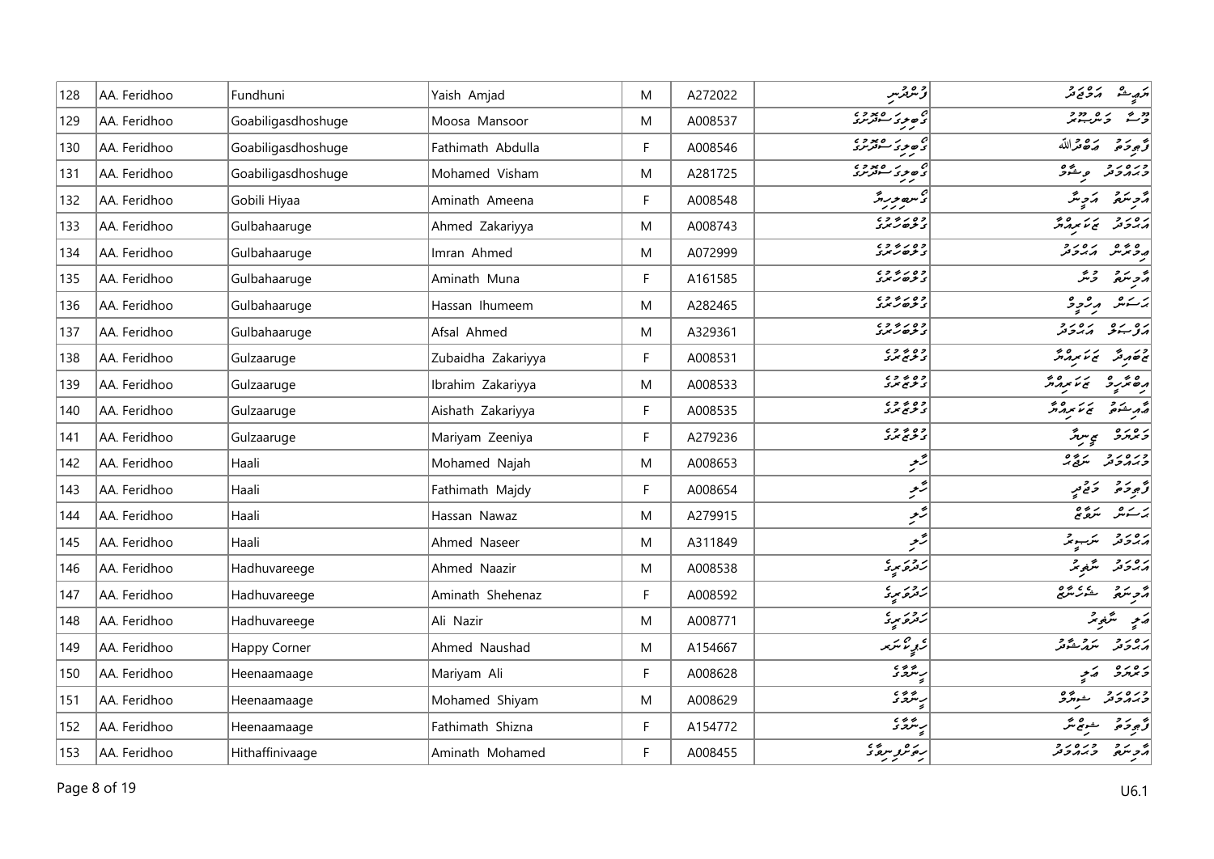| 128 | AA. Feridhoo | Fundhuni | Yaish Amjad | M | A272022 | ފުންދުނި | ޔައިޝް އަމްޖަދު |
|---|---|---|---|---|---|---|---|
| 129 | AA. Feridhoo | Goabiligasdhoshuge | Moosa Mansoor | M | A008537 | ގޯބިލިގަސްދޮށުގެ | މޫސާ މަންސޫރު |
| 130 | AA. Feridhoo | Goabiligasdhoshuge | Fathimath Abdulla | F | A008546 | ގޯބިލިގަސްދޮށުގެ | ފާތިމަތު އަބްދުالله |
| 131 | AA. Feridhoo | Goabiligasdhoshuge | Mohamed Visham | M | A281725 | ގޯބިލިގަސްދޮށުގެ | މުޙައްމަދު ވިޝާމް |
| 132 | AA. Feridhoo | Gobili Hiyaa | Aminath Ameena | F | A008548 | ގޯބިލިހިޔާ | އާމިނަތު އަމީނާ |
| 133 | AA. Feridhoo | Gulbahaaruge | Ahmed Zakariyya | M | A008743 | ގުލްބަހާރުގެ | އަޙްމަދު ޒަކަރިއްޔާ |
| 134 | AA. Feridhoo | Gulbahaaruge | Imran Ahmed | M | A072999 | ގުލްބަހާރުގެ | އިމްރާން އަޙްމަދު |
| 135 | AA. Feridhoo | Gulbahaaruge | Aminath Muna | F | A161585 | ގުލްބަހާރުގެ | އާމިނަތު މުނާ |
| 136 | AA. Feridhoo | Gulbahaaruge | Hassan Ihumeem | M | A282465 | ގުލްބަހާރުގެ | ހަސަން އިހުމީމް |
| 137 | AA. Feridhoo | Gulbahaaruge | Afsal Ahmed | M | A329361 | ގުލްބަހާރުގެ | އަފްސަލް އަޙްމަދު |
| 138 | AA. Feridhoo | Gulzaaruge | Zubaidha Zakariyya | F | A008531 | ގުލްޒާރުގެ | ޒުބައިދާ ޒަކަރިއްޔާ |
| 139 | AA. Feridhoo | Gulzaaruge | Ibrahim Zakariyya | M | A008533 | ގުލްޒާރުގެ | އިބްރާހީމް ޒަކަރިއްޔާ |
| 140 | AA. Feridhoo | Gulzaaruge | Aishath Zakariyya | F | A008535 | ގުލްޒާރުގެ | އާއިޝަތު ޒަކަރިއްޔާ |
| 141 | AA. Feridhoo | Gulzaaruge | Mariyam Zeeniya | F | A279236 | ގުލްޒާރުގެ | މަރިޔަމް ޒީނިޔާ |
| 142 | AA. Feridhoo | Haali | Mohamed Najah | M | A008653 | ހާލި | މުޙައްމަދު ނަޖާޙް |
| 143 | AA. Feridhoo | Haali | Fathimath Majdy | F | A008654 | ހާލި | ފާތިމަތު މަޖްދީ |
| 144 | AA. Feridhoo | Haali | Hassan Nawaz | M | A279915 | ހާލި | ހަސަން ނަވާޒް |
| 145 | AA. Feridhoo | Haali | Ahmed Naseer | M | A311849 | ހާލި | އަޙްމަދު ނަސީރު |
| 146 | AA. Feridhoo | Hadhuvareege | Ahmed Naazir | M | A008538 | ހަދުވަރީގެ | އަޙްމަދު ނާޒިރު |
| 147 | AA. Feridhoo | Hadhuvareege | Aminath Shehenaz | F | A008592 | ހަދުވަރީގެ | އާމިނަތު ޝެހެނާޒް |
| 148 | AA. Feridhoo | Hadhuvareege | Ali Nazir | M | A008771 | ހަދުވަރީގެ | އަލި ނާޒިރު |
| 149 | AA. Feridhoo | Happy Corner | Ahmed Naushad | M | A154667 | ހެޕީ ކޯނަރ | އަޙްމަދު ނައުޝާދު |
| 150 | AA. Feridhoo | Heenaamaage | Mariyam Ali | F | A008628 | ހީނާމާގެ | މަރިޔަމް އަލި |
| 151 | AA. Feridhoo | Heenaamaage | Mohamed Shiyam | M | A008629 | ހީނާމާގެ | މުޙައްމަދު ޝިޔާމް |
| 152 | AA. Feridhoo | Heenaamaage | Fathimath Shizna | F | A154772 | ހީނާމާގެ | ފާތިމަތު ޝިޒްނާ |
| 153 | AA. Feridhoo | Hithaffinivaage | Aminath Mohamed | F | A008455 | ހިތަފިނިވާގެ | އާމިނަތު މުޙައްމަދު |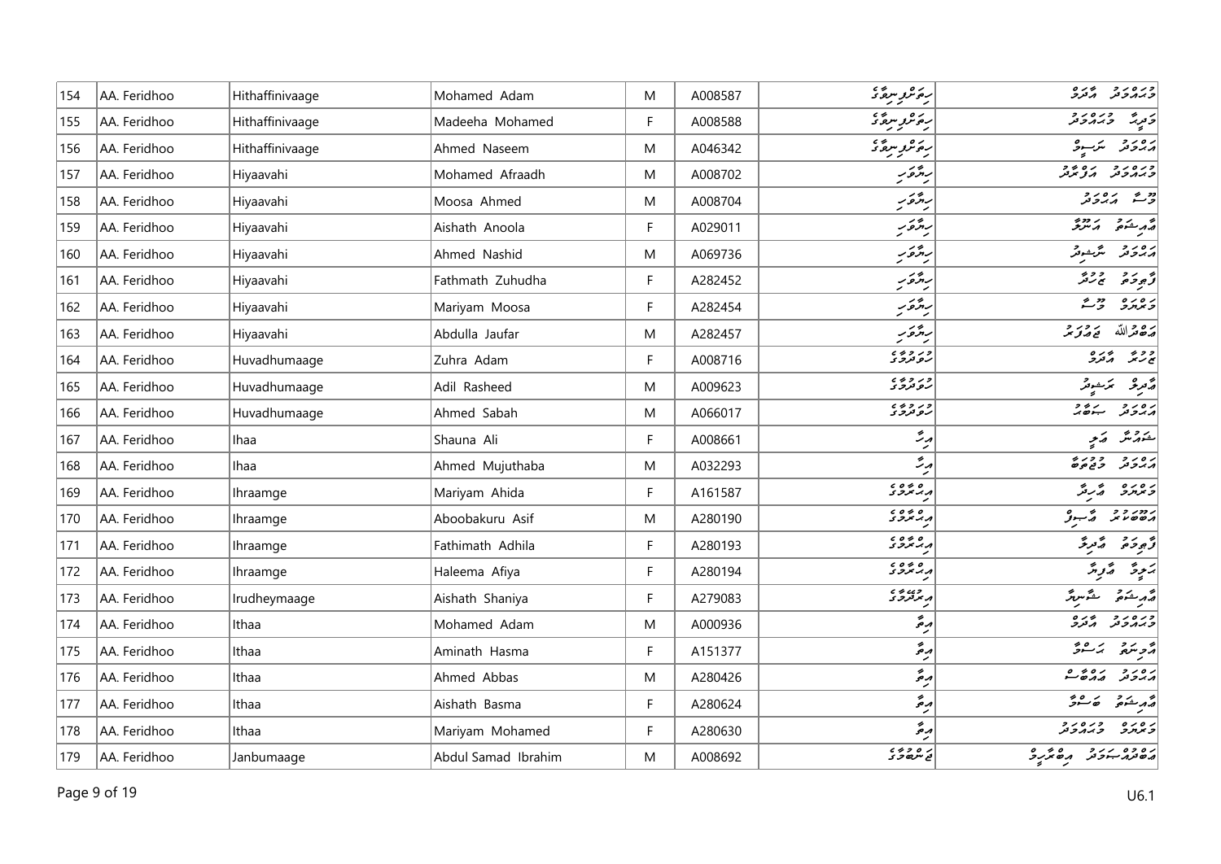| 154 | AA. Feridhoo | Hithaffinivaage | Mohamed Adam | M | A008587 | ހިތަފިނިވާގެ | މުހައްމަދު އާދަމް |
|---|---|---|---|---|---|---|---|
| 155 | AA. Feridhoo | Hithaffinivaage | Madeeha Mohamed | F | A008588 | ހިތަފިނިވާގެ | މަދީހާ މުހައްމަދު |
| 156 | AA. Feridhoo | Hithaffinivaage | Ahmed Naseem | M | A046342 | ހިތަފިނިވާގެ | އަހްމަދު ނަސީމް |
| 157 | AA. Feridhoo | Hiyaavahi | Mohamed Afraadh | M | A008702 | ހިޔާވަހި | މުހައްމަދު އަފްރާދު |
| 158 | AA. Feridhoo | Hiyaavahi | Moosa Ahmed | M | A008704 | ހިޔާވަހި | މޫސާ އަހްމަދު |
| 159 | AA. Feridhoo | Hiyaavahi | Aishath Anoola | F | A029011 | ހިޔާވަހި | އައިށަތު އަނޫލާ |
| 160 | AA. Feridhoo | Hiyaavahi | Ahmed Nashid | M | A069736 | ހިޔާވަހި | އަހްމަދު ނާޝިދު |
| 161 | AA. Feridhoo | Hiyaavahi | Fathmath Zuhudha | F | A282452 | ހިޔާވަހި | ފާތިމަތު ޒުހުދާ |
| 162 | AA. Feridhoo | Hiyaavahi | Mariyam Moosa | F | A282454 | ހިޔާވަހި | މަރިޔަމް މޫސާ |
| 163 | AA. Feridhoo | Hiyaavahi | Abdulla Jaufar | M | A282457 | ހިޔާވަހި | އަބްދުﷲ ޖައުފަރު |
| 164 | AA. Feridhoo | Huvadhumaage | Zuhra Adam | F | A008716 | ހުވަދުމާގެ | ޒުހްރާ އާދަމް |
| 165 | AA. Feridhoo | Huvadhumaage | Adil Rasheed | M | A009623 | ހުވަދުމާގެ | އާދިލް ރަޝީދު |
| 166 | AA. Feridhoo | Huvadhumaage | Ahmed Sabah | M | A066017 | ހުވަދުމާގެ | އަހްމަދު ސަބާހު |
| 167 | AA. Feridhoo | Ihaa | Shauna Ali | F | A008661 | އިހާ | ޝައުނާ އަލި |
| 168 | AA. Feridhoo | Ihaa | Ahmed Mujuthaba | M | A032293 | އިހާ | އަހްމަދު މުޖުތަބާ |
| 169 | AA. Feridhoo | Ihraamge | Mariyam Ahida | F | A161587 | އިހްރާމްގެ | މަރިޔަމް އާހިދާ |
| 170 | AA. Feridhoo | Ihraamge | Aboobakuru Asif | M | A280190 | އިހްރާމްގެ | އަބޫބަކުރު އާސިފް |
| 171 | AA. Feridhoo | Ihraamge | Fathimath Adhila | F | A280193 | އިހްރާމްގެ | ފާތިމަތު އާދިލާ |
| 172 | AA. Feridhoo | Ihraamge | Haleema Afiya | F | A280194 | އިހްރާމްގެ | ހަލީމާ އާފިޔާ |
| 173 | AA. Feridhoo | Irudheymaage | Aishath Shaniya | F | A279083 | އިރުދޭމާގެ | އައިށަތު ޝާނިޔާ |
| 174 | AA. Feridhoo | Ithaa | Mohamed Adam | M | A000936 | އިތާ | މުހައްމަދު އާދަމް |
| 175 | AA. Feridhoo | Ithaa | Aminath Hasma | F | A151377 | އިތާ | އާމިނަތު ހަސްމާ |
| 176 | AA. Feridhoo | Ithaa | Ahmed Abbas | M | A280426 | އިތާ | އަހްމަދު އައްބާސް |
| 177 | AA. Feridhoo | Ithaa | Aishath Basma | F | A280624 | އިތާ | އައިށަތު ބަސްމާ |
| 178 | AA. Feridhoo | Ithaa | Mariyam Mohamed | F | A280630 | އިތާ | މަރިޔަމް މުހައްމަދު |
| 179 | AA. Feridhoo | Janbumaage | Abdul Samad Ibrahim | M | A008692 | ޖަނބުމާގެ | އަބްދުއްސަމަދު އިބްރާހީމް |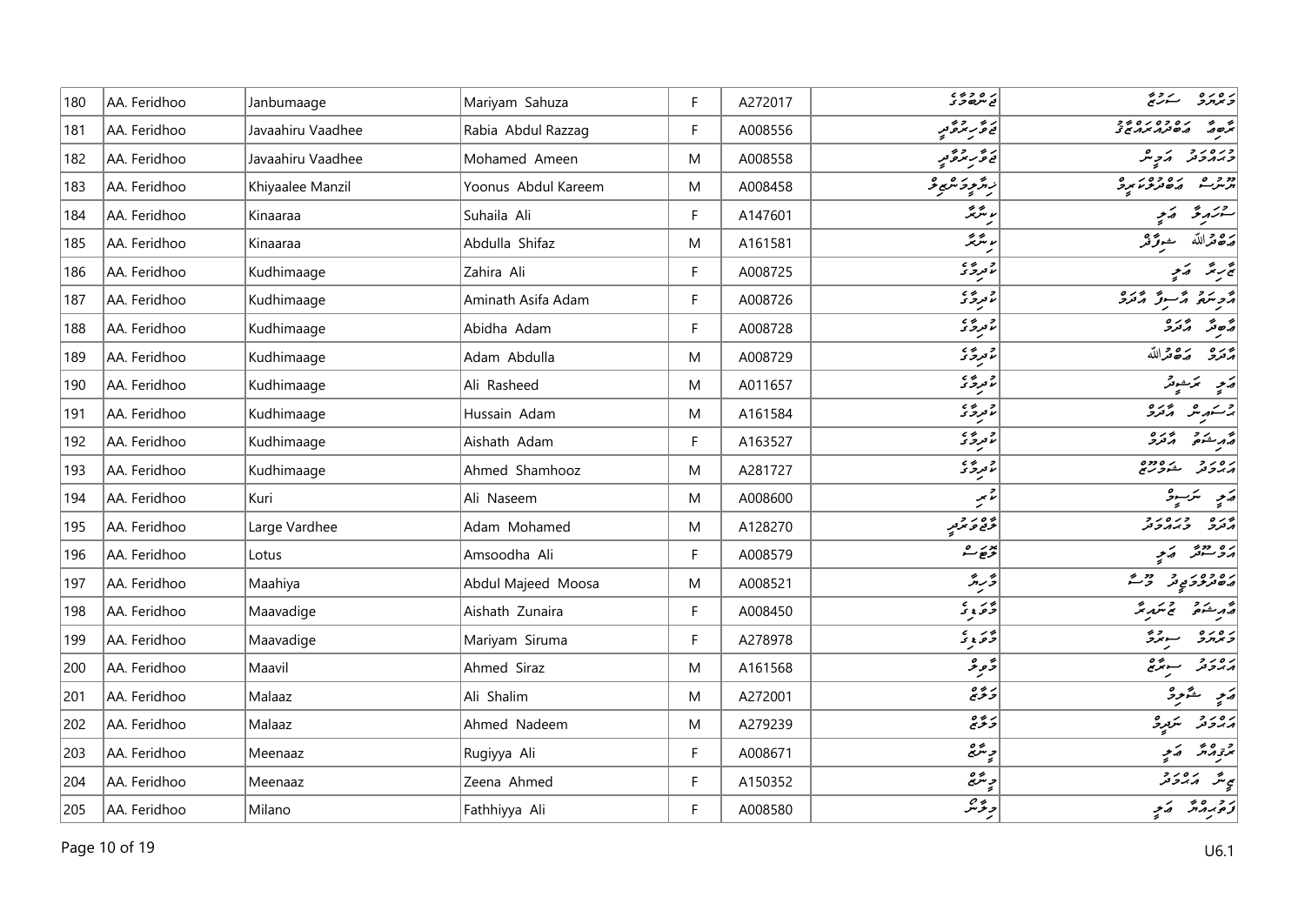| 180 | AA. Feridhoo | Janbumaage | Mariyam Sahuza | F | A272017 | ޖަންބުމާގެ | މަރިޔަމް ސަހުޒާ |
|---|---|---|---|---|---|---|---|
| 181 | AA. Feridhoo | Javaahiru Vaadhee | Rabia Abdul Razzag | F | A008556 | ޖަވާހިރުވާދީ | ރާބިޔާ ޢަބްދުއްރައްޒާގު |
| 182 | AA. Feridhoo | Javaahiru Vaadhee | Mohamed Ameen | M | A008558 | ޖަވާހިރުވާދީ | މުޙައްމަދު އަމީން |
| 183 | AA. Feridhoo | Khiyaalee Manzil | Yoonus Abdul Kareem | M | A008458 | ޚިޔާލީމަންޒިލް | ޔޫނުސް ޢަބްދުލްކަރީމް |
| 184 | AA. Feridhoo | Kinaaraa | Suhaila Ali | F | A147601 | ކިނާރާ | ސުހައިލާ ޢަލީ |
| 185 | AA. Feridhoo | Kinaaraa | Abdulla Shifaz | M | A161581 | ކިނާރާ | ޢަބްދުﷲ ޝިފާޒު |
| 186 | AA. Feridhoo | Kudhimaage | Zahira Ali | F | A008725 | ކުދިމާގެ | ޒާހިރާ ޢަލީ |
| 187 | AA. Feridhoo | Kudhimaage | Aminath Asifa Adam | F | A008726 | ކުދިމާގެ | އާމިނަތު އާސިފާ އާދަމް |
| 188 | AA. Feridhoo | Kudhimaage | Abidha Adam | F | A008728 | ކުދިމާގެ | އާބިދާ އާދަމް |
| 189 | AA. Feridhoo | Kudhimaage | Adam Abdulla | M | A008729 | ކުދިމާގެ | އާދަމް ޢަބްދުﷲ |
| 190 | AA. Feridhoo | Kudhimaage | Ali Rasheed | M | A011657 | ކުދިމާގެ | ޢަލީ ރަޝީދު |
| 191 | AA. Feridhoo | Kudhimaage | Hussain Adam | M | A161584 | ކުދިމާގެ | ޙުސައިން އާދަމް |
| 192 | AA. Feridhoo | Kudhimaage | Aishath Adam | F | A163527 | ކުދިމާގެ | ޢައިޝަތު އާދަމް |
| 193 | AA. Feridhoo | Kudhimaage | Ahmed Shamhooz | M | A281727 | ކުދިމާގެ | އަޙްމަދު ޝަމްހޫޒު |
| 194 | AA. Feridhoo | Kuri | Ali Naseem | M | A008600 | ކުރި | ޢަލީ ނަސީމް |
| 195 | AA. Feridhoo | Large Vardhee | Adam Mohamed | M | A128270 | ލާޖްވަރދީ | އާދަމް މުޙައްމަދު |
| 196 | AA. Feridhoo | Lotus | Amsoodha Ali | F | A008579 | ލޯޓަސް | އަމްސޫދާ ޢަލީ |
| 197 | AA. Feridhoo | Maahiya | Abdul Majeed Moosa | M | A008521 | މާހިޔާ | ޢަބްދުލްމަޖީދު މޫސާ |
| 198 | AA. Feridhoo | Maavadige | Aishath Zunaira | F | A008450 | މާވަޑިގެ | ޢައިޝަތު ޒުނައިރާ |
| 199 | AA. Feridhoo | Maavadige | Mariyam Siruma | F | A278978 | މާވަޑިގެ | މަރިޔަމް ސިރުމާ |
| 200 | AA. Feridhoo | Maavil | Ahmed Siraz | M | A161568 | މާވިލް | އަޙްމަދު ސިރާޒް |
| 201 | AA. Feridhoo | Malaaz | Ali Shalim | M | A272001 | މަލާޒް | ޢަލީ ޝާލިމް |
| 202 | AA. Feridhoo | Malaaz | Ahmed Nadeem | M | A279239 | މަލާޒް | އަޙްމަދު ނަދީމް |
| 203 | AA. Feridhoo | Meenaaz | Rugiyya Ali | F | A008671 | މީނާޒް | ރުގިއްޔާ ޢަލީ |
| 204 | AA. Feridhoo | Meenaaz | Zeena Ahmed | F | A150352 | މީނާޒް | ޒީނާ އަޙްމަދު |
| 205 | AA. Feridhoo | Milano | Fathhiyya Ali | F | A008580 | މިލާނޯ | ފަތްޙިއްޔާ ޢަލީ |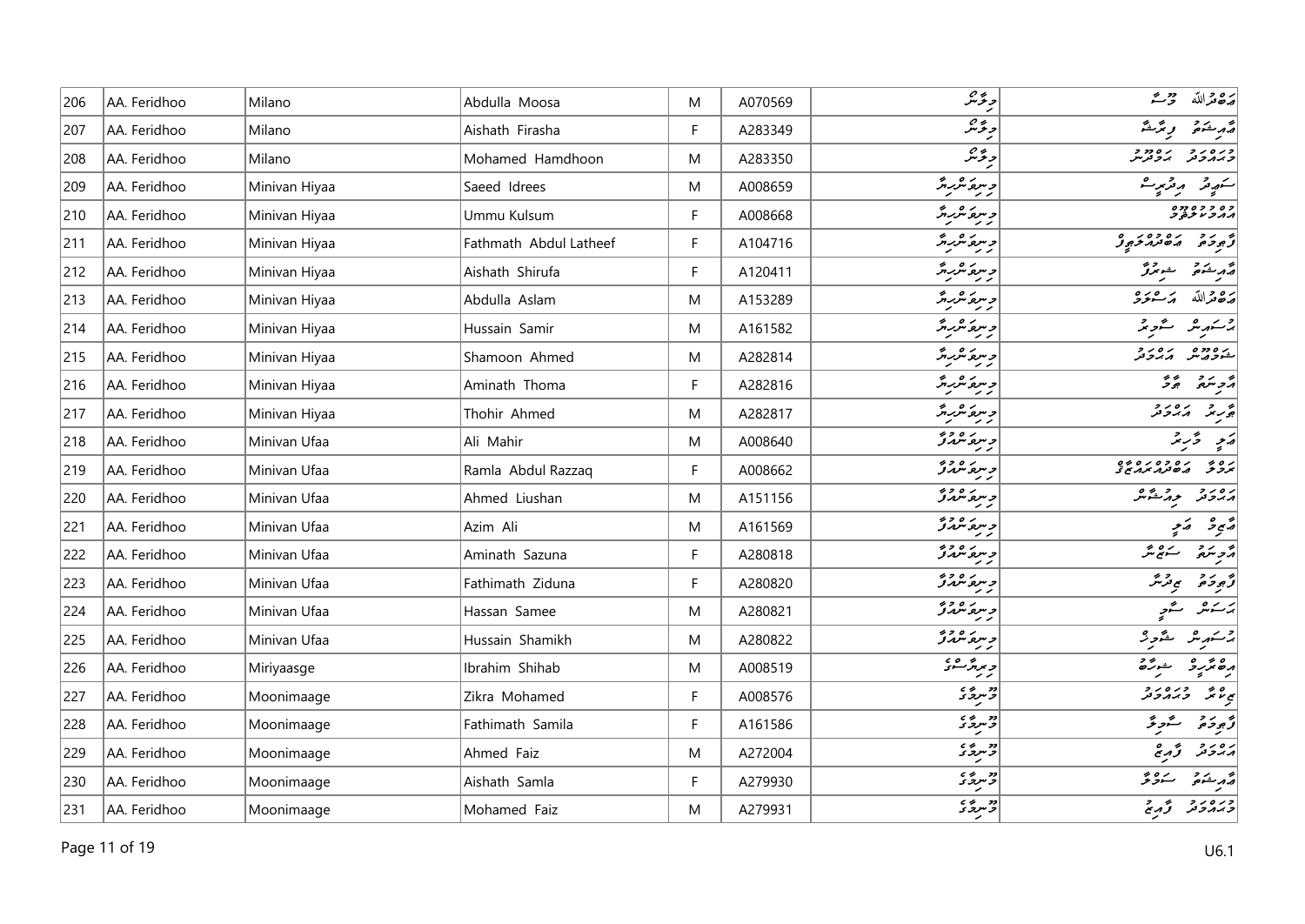| 206 | AA. Feridhoo | Milano | Abdulla Moosa | M | A070569 | ވިލާނޯ | އަބްދުﷲ މޫސާ |
|---|---|---|---|---|---|---|---|
| 207 | AA. Feridhoo | Milano | Aishath Firasha | F | A283349 | ވިލާނޯ | އައިޝަތު ފިރާޝާ |
| 208 | AA. Feridhoo | Milano | Mohamed Hamdhoon | M | A283350 | ވިލާނޯ | މުހައްމަދު ހަމްދޫން |
| 209 | AA. Feridhoo | Minivan Hiyaa | Saeed Idrees | M | A008659 | މިނިވަންހިޔާ | ސަޢީދު އިދްރީސް |
| 210 | AA. Feridhoo | Minivan Hiyaa | Ummu Kulsum | F | A008668 | މިނިވަންހިޔާ | އުއްމުކުލްސޫމް |
| 211 | AA. Feridhoo | Minivan Hiyaa | Fathmath Abdul Latheef | F | A104716 | މިނިވަންހިޔާ | ފާތިމަތު އަބްދުލްލަޠީފު |
| 212 | AA. Feridhoo | Minivan Hiyaa | Aishath Shirufa | F | A120411 | މިނިވަންހިޔާ | އައިޝަތު ޝިރުފާ |
| 213 | AA. Feridhoo | Minivan Hiyaa | Abdulla Aslam | M | A153289 | މިނިވަންހިޔާ | އަބްދުﷲ އަސްލަމް |
| 214 | AA. Feridhoo | Minivan Hiyaa | Hussain Samir | M | A161582 | މިނިވަންހިޔާ | ހުސައިން ސާމިރު |
| 215 | AA. Feridhoo | Minivan Hiyaa | Shamoon Ahmed | M | A282814 | މިނިވަންހިޔާ | ޝަމޫން އަހްމަދު |
| 216 | AA. Feridhoo | Minivan Hiyaa | Aminath Thoma | F | A282816 | މިނިވަންހިޔާ | އާމިނަތު ތޯމާ |
| 217 | AA. Feridhoo | Minivan Hiyaa | Thohir Ahmed | M | A282817 | މިނިވަންހިޔާ | ޠާހިރު އަހްމަދު |
| 218 | AA. Feridhoo | Minivan Ufaa | Ali Mahir | M | A008640 | މިނިވަންއުފާ | އަލި މާހިރު |
| 219 | AA. Feridhoo | Minivan Ufaa | Ramla Abdul Razzaq | F | A008662 | މިނިވަންއުފާ | ރަމްލާ އަބްދުލްރައްޒާޤު |
| 220 | AA. Feridhoo | Minivan Ufaa | Ahmed Liushan | M | A151156 | މިނިވަންއުފާ | އަހްމަދު ލިއުޝާން |
| 221 | AA. Feridhoo | Minivan Ufaa | Azim Ali | M | A161569 | މިނިވަންއުފާ | އާޒިމް އަލި |
| 222 | AA. Feridhoo | Minivan Ufaa | Aminath Sazuna | F | A280818 | މިނިވަންއުފާ | އާމިނަތު ސަޒުނާ |
| 223 | AA. Feridhoo | Minivan Ufaa | Fathimath Ziduna | F | A280820 | މިނިވަންއުފާ | ފާތިމަތު ޒިދުނާ |
| 224 | AA. Feridhoo | Minivan Ufaa | Hassan Samee | M | A280821 | މިނިވަންއުފާ | ހަސަން ސާމީ |
| 225 | AA. Feridhoo | Minivan Ufaa | Hussain Shamikh | M | A280822 | މިނިވަންއުފާ | ހުސައިން ޝާމިޚު |
| 226 | AA. Feridhoo | Miriyaasge | Ibrahim Shihab | M | A008519 | މިރިޔާސްގެ | އިބްރާހިމް ޝިހާބް |
| 227 | AA. Feridhoo | Moonimaage | Zikra Mohamed | F | A008576 | މޫނިމާގެ | ޒިކްރާ މުހައްމަދު |
| 228 | AA. Feridhoo | Moonimaage | Fathimath Samila | F | A161586 | މޫނިމާގެ | ފާތިމަތު ސާމިލާ |
| 229 | AA. Feridhoo | Moonimaage | Ahmed Faiz | M | A272004 | މޫނިމާގެ | އަހްމަދު ފާއިޒް |
| 230 | AA. Feridhoo | Moonimaage | Aishath Samla | F | A279930 | މޫނިމާގެ | އައިޝަތު ސަމްލާ |
| 231 | AA. Feridhoo | Moonimaage | Mohamed Faiz | M | A279931 | މޫނިމާގެ | މުހައްމަދު ފާއިޒް |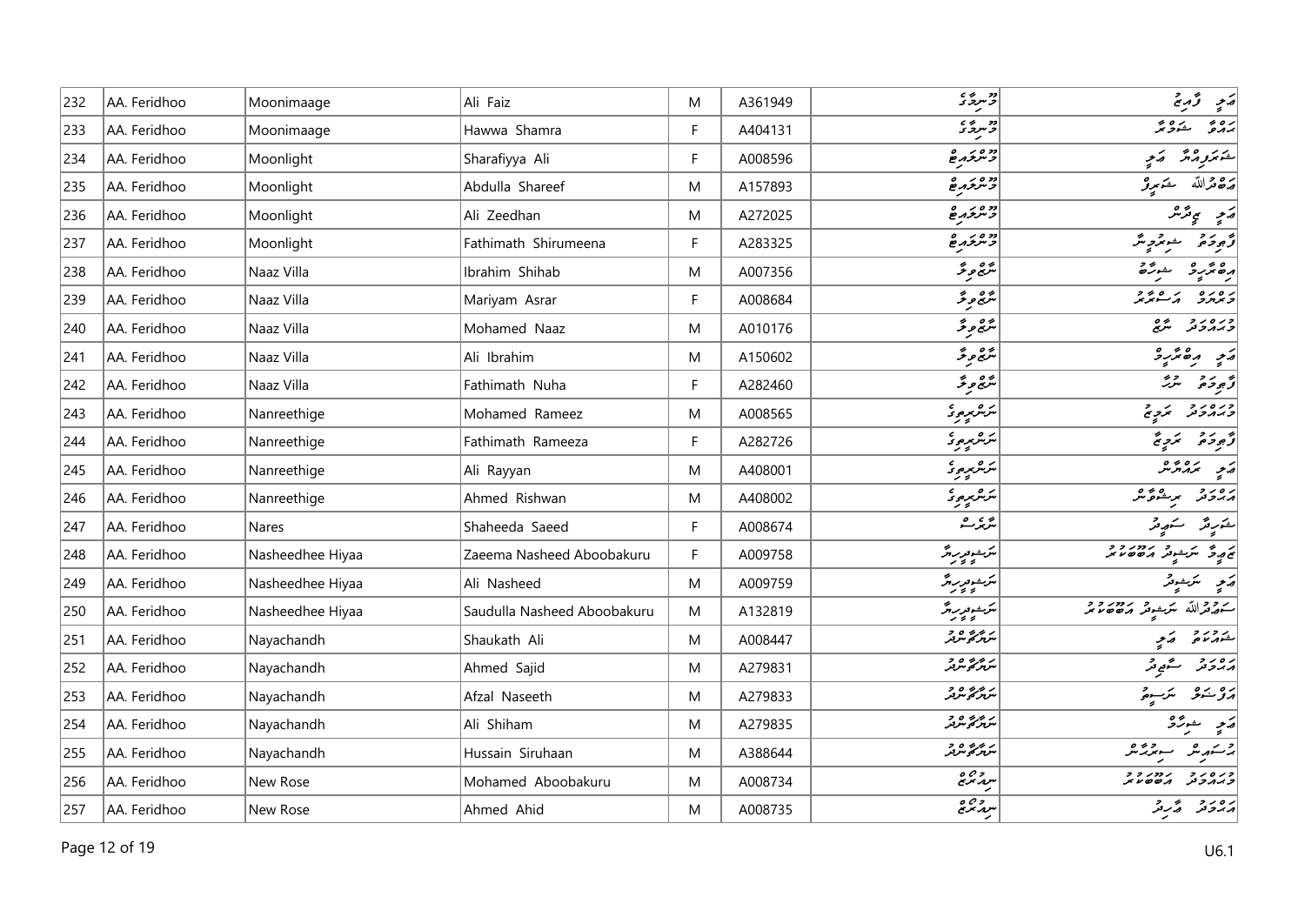| 232 | AA. Feridhoo | Moonimaage | Ali Faiz | M | A361949 | މޫނިމާގެ | އަލި ފާއިޒް |
|---|---|---|---|---|---|---|---|
| 233 | AA. Feridhoo | Moonimaage | Hawwa Shamra | F | A404131 | މޫނިމާގެ | ހައްވާ ޝަމްރާ |
| 234 | AA. Feridhoo | Moonlight | Sharafiyya Ali | F | A008596 | މޫންލައިޓް | ޝަރަފިއްޔާ އަލި |
| 235 | AA. Feridhoo | Moonlight | Abdulla Shareef | M | A157893 | މޫންލައިޓް | އަބްދުﷲ ޝަރީފް |
| 236 | AA. Feridhoo | Moonlight | Ali Zeedhan | M | A272025 | މޫންލައިޓް | އަލި ޒީދާން |
| 237 | AA. Feridhoo | Moonlight | Fathimath Shirumeena | F | A283325 | މޫންލައިޓް | ފާތިމަތު ޝިރުމީނާ |
| 238 | AA. Feridhoo | Naaz Villa | Ibrahim Shihab | M | A007356 | ނާޒްވިލާ | އިބްރާހީމް ޝިހާބް |
| 239 | AA. Feridhoo | Naaz Villa | Mariyam Asrar | F | A008684 | ނާޒްވިލާ | މަރިޔަމް އަސްރާރު |
| 240 | AA. Feridhoo | Naaz Villa | Mohamed Naaz | M | A010176 | ނާޒްވިލާ | މުޙައްމަދު ނާޒް |
| 241 | AA. Feridhoo | Naaz Villa | Ali Ibrahim | M | A150602 | ނާޒްވިލާ | އަލި އިބްރާހީމް |
| 242 | AA. Feridhoo | Naaz Villa | Fathimath Nuha | F | A282460 | ނާޒްވިލާ | ފާތިމަތު ނުހާ |
| 243 | AA. Feridhoo | Nanreethige | Mohamed Rameez | M | A008565 | ނަންރީތިގެ | މުޙައްމަދު ރަމީޒު |
| 244 | AA. Feridhoo | Nanreethige | Fathimath Rameeza | F | A282726 | ނަންރީތިގެ | ފާތިމަތު ރަމީޒާ |
| 245 | AA. Feridhoo | Nanreethige | Ali Rayyan | M | A408001 | ނަންރީތިގެ | އަލި ރައްޔާން |
| 246 | AA. Feridhoo | Nanreethige | Ahmed Rishwan | M | A408002 | ނަންރީތިގެ | އަޙްމަދު ރިޝްވާން |
| 247 | AA. Feridhoo | Nares | Shaheeda Saeed | F | A008674 | ނާރެސް | ޝަހީދާ ސަޢީދު |
| 248 | AA. Feridhoo | Nasheedhee Hiyaa | Zaeema Nasheed Aboobakuru | F | A009758 | ނަޝީދީހިޔާ | ޒަޢީމާ ނަޝީދު އަބޫބަކުރު |
| 249 | AA. Feridhoo | Nasheedhee Hiyaa | Ali Nasheed | M | A009759 | ނަޝީދީހިޔާ | އަލި ނަޝީދު |
| 250 | AA. Feridhoo | Nasheedhee Hiyaa | Saudulla Nasheed Aboobakuru | M | A132819 | ނަޝީދީހިޔާ | ސަޢުދުﷲ ނަޝީދު އަބޫބަކުރު |
| 251 | AA. Feridhoo | Nayachandh | Shaukath Ali | M | A008447 | ނަޔަޗަންދު | ޝައުކަތު އަލި |
| 252 | AA. Feridhoo | Nayachandh | Ahmed Sajid | M | A279831 | ނަޔަޗަންދު | އަޙްމަދު ސާޖިދު |
| 253 | AA. Feridhoo | Nayachandh | Afzal Naseeth | M | A279833 | ނަޔަޗަންދު | އަފްޒަލް ނަސީތު |
| 254 | AA. Feridhoo | Nayachandh | Ali Shiham | M | A279835 | ނަޔަޗަންދު | އަލި ޝިހާމް |
| 255 | AA. Feridhoo | Nayachandh | Hussain Siruhaan | M | A388644 | ނަޔަޗަންދު | ހުސައިން ސިރުހާން |
| 256 | AA. Feridhoo | New Rose | Mohamed Aboobakuru | M | A008734 | ނިއުރޯޒް | މުޙައްމަދު އަބޫބަކުރު |
| 257 | AA. Feridhoo | New Rose | Ahmed Ahid | M | A008735 | ނިއުރޯޒް | އަޙްމަދު އާހިދު |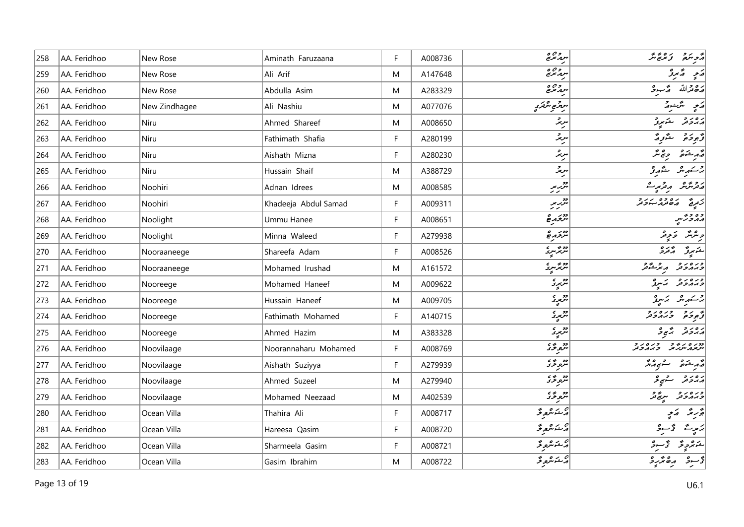| 258 | AA. Feridhoo | New Rose | Aminath Faruzaana | F | A008736 | سِرْۥرُوْز | އާމިނަތު ފަރުޒާނާ |
|---|---|---|---|---|---|---|---|
| 259 | AA. Feridhoo | New Rose | Ali Arif | M | A147648 | سِرْۥرُوْز | އަލީ އާރިފު |
| 260 | AA. Feridhoo | New Rose | Abdulla Asim | M | A283329 | سِرْۥرُوْز | އަބްދުﷲ އާސިމު |
| 261 | AA. Feridhoo | New Zindhagee | Ali Nashiu | M | A077076 | ނިއުޒިންދަގީ | އަލީ ނާޝިއު |
| 262 | AA. Feridhoo | Niru | Ahmed Shareef | M | A008650 | ނިރު | އަޙްމަދު ޝަރީފު |
| 263 | AA. Feridhoo | Niru | Fathimath Shafia | F | A280199 | ނިރު | ފާތިމަތު ޝާފިއާ |
| 264 | AA. Feridhoo | Niru | Aishath Mizna | F | A280230 | ނިރު | އާއިޝަތު މިޒްނާ |
| 265 | AA. Feridhoo | Niru | Hussain Shaif | M | A388729 | ނިރު | ޙުސައިން ޝާއިފު |
| 266 | AA. Feridhoo | Noohiri | Adnan Idrees | M | A008585 | ނޫހިރި | އަދުނާން އިދްރީސް |
| 267 | AA. Feridhoo | Noohiri | Khadeeja Abdul Samad | F | A009311 | ނޫހިރި | ޚަދީޖާ އަބްދުލްސަމަދު |
| 268 | AA. Feridhoo | Noolight | Ummu Hanee | F | A008651 | ނޫލައިޓް | އުއްމުހާނީ |
| 269 | AA. Feridhoo | Noolight | Minna Waleed | F | A279938 | ނޫލައިޓް | މިންނާ ވަލީދު |
| 270 | AA. Feridhoo | Nooraaneege | Shareefa Adam | F | A008526 | ނޫރާނީގެ | ޝަރީފާ އާދަމް |
| 271 | AA. Feridhoo | Nooraaneege | Mohamed Irushad | M | A161572 | ނޫރާނީގެ | މުޙައްމަދު އިރުޝާދު |
| 272 | AA. Feridhoo | Nooreege | Mohamed Haneef | M | A009622 | ނޫރީގެ | މުޙައްމަދު ޙަނީފު |
| 273 | AA. Feridhoo | Nooreege | Hussain Haneef | M | A009705 | ނޫރީގެ | ޙުސައިން ޙަނީފު |
| 274 | AA. Feridhoo | Nooreege | Fathimath Mohamed | F | A140715 | ނޫރީގެ | ފާތިމަތު މުޙައްމަދު |
| 275 | AA. Feridhoo | Nooreege | Ahmed Hazim | M | A383328 | ނޫރީގެ | އަޙްމަދު ޙާޒިމް |
| 276 | AA. Feridhoo | Noovilaage | Noorannaharu Mohamed | F | A008769 | ނޫވިލާގެ | ނޫރުއންނަހާރު މުޙައްމަދު |
| 277 | AA. Feridhoo | Noovilaage | Aishath Suziyya | F | A279939 | ނޫވިލާގެ | އާއިޝަތު ސުޒިއްޔާ |
| 278 | AA. Feridhoo | Noovilaage | Ahmed Suzeel | M | A279940 | ނޫވިލާގެ | އަޙްމަދު ސުޒީލް |
| 279 | AA. Feridhoo | Noovilaage | Mohamed Neezaad | M | A402539 | ނޫވިލާގެ | މުޙައްމަދު ނީޒާދު |
| 280 | AA. Feridhoo | Ocean Villa | Thahira Ali | F | A008717 | އޯޝަންވިލާ | ޠާހިރާ އަލީ |
| 281 | AA. Feridhoo | Ocean Villa | Hareesa Qasim | F | A008720 | އޯޝަންވިލާ | ހަރީސާ ޤާސިމް |
| 282 | AA. Feridhoo | Ocean Villa | Sharmeela Gasim | F | A008721 | އޯޝަންވިލާ | ޝަރުމީލާ ޤާސިމް |
| 283 | AA. Feridhoo | Ocean Villa | Gasim Ibrahim | M | A008722 | އޯޝަންވިލާ | ޤާސިމް އިބްރާހީމް |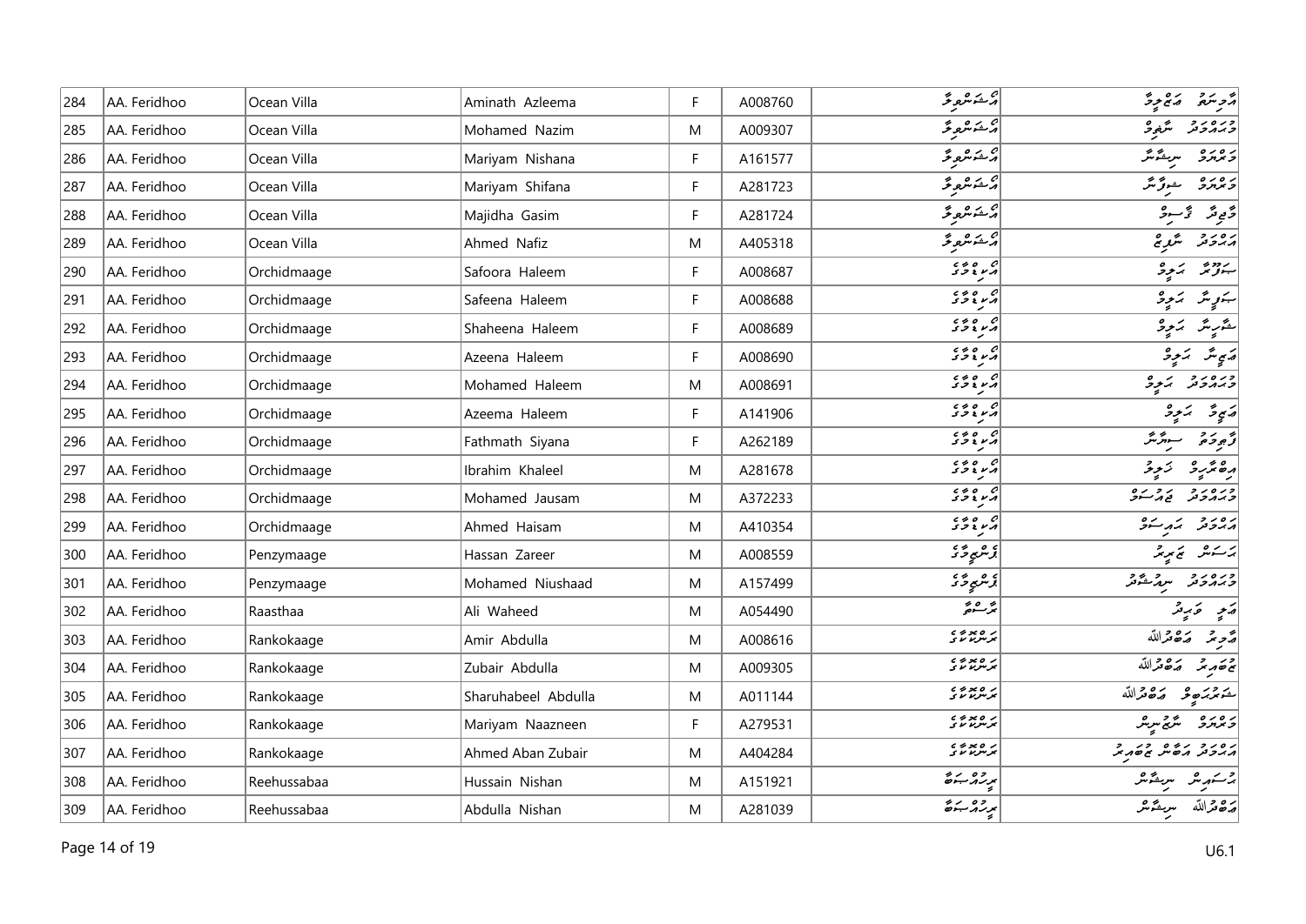| 284 | AA. Feridhoo | Ocean Villa | Aminath Azleema | F | A008760 | އޯޝަންވިލާ | އާމިނަތު އަޒްލީމާ |
|---|---|---|---|---|---|---|---|
| 285 | AA. Feridhoo | Ocean Villa | Mohamed Nazim | M | A009307 | އޯޝަންވިލާ | މުހައްމަދު ނާޒިމް |
| 286 | AA. Feridhoo | Ocean Villa | Mariyam Nishana | F | A161577 | އޯޝަންވިލާ | މަރިޔަމް ނިޝާނާ |
| 287 | AA. Feridhoo | Ocean Villa | Mariyam Shifana | F | A281723 | އޯޝަންވިލާ | މަރިޔަމް ޝިފާނާ |
| 288 | AA. Feridhoo | Ocean Villa | Majidha Gasim | F | A281724 | އޯޝަންވިލާ | މާޖިދާ ގާސިމް |
| 289 | AA. Feridhoo | Ocean Villa | Ahmed Nafiz | M | A405318 | އޯޝަންވިލާ | އަހުމަދު ނާފިޒް |
| 290 | AA. Feridhoo | Orchidmaage | Safoora Haleem | F | A008687 | އޯކިޑްމާގެ | ސަފޫރާ ހަލީމް |
| 291 | AA. Feridhoo | Orchidmaage | Safeena Haleem | F | A008688 | އޯކިޑްމާގެ | ސަފީނާ ހަލީމް |
| 292 | AA. Feridhoo | Orchidmaage | Shaheena Haleem | F | A008689 | އޯކިޑްމާގެ | ޝާހީނާ ހަލީމް |
| 293 | AA. Feridhoo | Orchidmaage | Azeena Haleem | F | A008690 | އޯކިޑްމާގެ | އަޒީނާ ހަލީމް |
| 294 | AA. Feridhoo | Orchidmaage | Mohamed Haleem | M | A008691 | އޯކިޑްމާގެ | މުހައްމަދު ހަލީމް |
| 295 | AA. Feridhoo | Orchidmaage | Azeema Haleem | F | A141906 | އޯކިޑްމާގެ | އަޒީމާ ހަލީމް |
| 296 | AA. Feridhoo | Orchidmaage | Fathmath Siyana | F | A262189 | އޯކިޑްމާގެ | ފާތިމަތު ސިޔާނާ |
| 297 | AA. Feridhoo | Orchidmaage | Ibrahim Khaleel | M | A281678 | އޯކިޑްމާގެ | އިބްރާހީމް ޚަލީލް |
| 298 | AA. Feridhoo | Orchidmaage | Mohamed Jausam | M | A372233 | އޯކިޑްމާގެ | މުހައްމަދު ޖައުސަމް |
| 299 | AA. Feridhoo | Orchidmaage | Ahmed Haisam | M | A410354 | އޯކިޑްމާގެ | އަހުމަދު ހައިސަމް |
| 300 | AA. Feridhoo | Penzymaage | Hassan Zareer | M | A008559 | ޕެންޒީމާގެ | ހަސަން ޒަރީރު |
| 301 | AA. Feridhoo | Penzymaage | Mohamed Niushaad | M | A157499 | ޕެންޒީމާގެ | މުހައްމަދު ނިއުޝާދު |
| 302 | AA. Feridhoo | Raasthaa | Ali Waheed | M | A054490 | ރާސްތާ | އަލި ވަހީދު |
| 303 | AA. Feridhoo | Rankokaage | Amir Abdulla | M | A008616 | ރަންކޮކާގެ | އާމިރު އަބްދުﷲ |
| 304 | AA. Feridhoo | Rankokaage | Zubair Abdulla | M | A009305 | ރަންކޮކާގެ | ޒުބައިރު އަބްދުﷲ |
| 305 | AA. Feridhoo | Rankokaage | Sharuhabeel Abdulla | M | A011144 | ރަންކޮކާގެ | ޝަރުހަބީލް އަބްދުﷲ |
| 306 | AA. Feridhoo | Rankokaage | Mariyam Naazneen | F | A279531 | ރަންކޮކާގެ | މަރިޔަމް ނާޒްނީން |
| 307 | AA. Feridhoo | Rankokaage | Ahmed Aban Zubair | M | A404284 | ރަންކޮކާގެ | އަހުމަދު އަބާން ޒުބައިރު |
| 308 | AA. Feridhoo | Reehussabaa | Hussain Nishan | M | A151921 | ރީހުއްސަބާ | ހުސައިން ނިޝާން |
| 309 | AA. Feridhoo | Reehussabaa | Abdulla Nishan | M | A281039 | ރީހުއްސަބާ | އަބްދުﷲ ނިޝާން |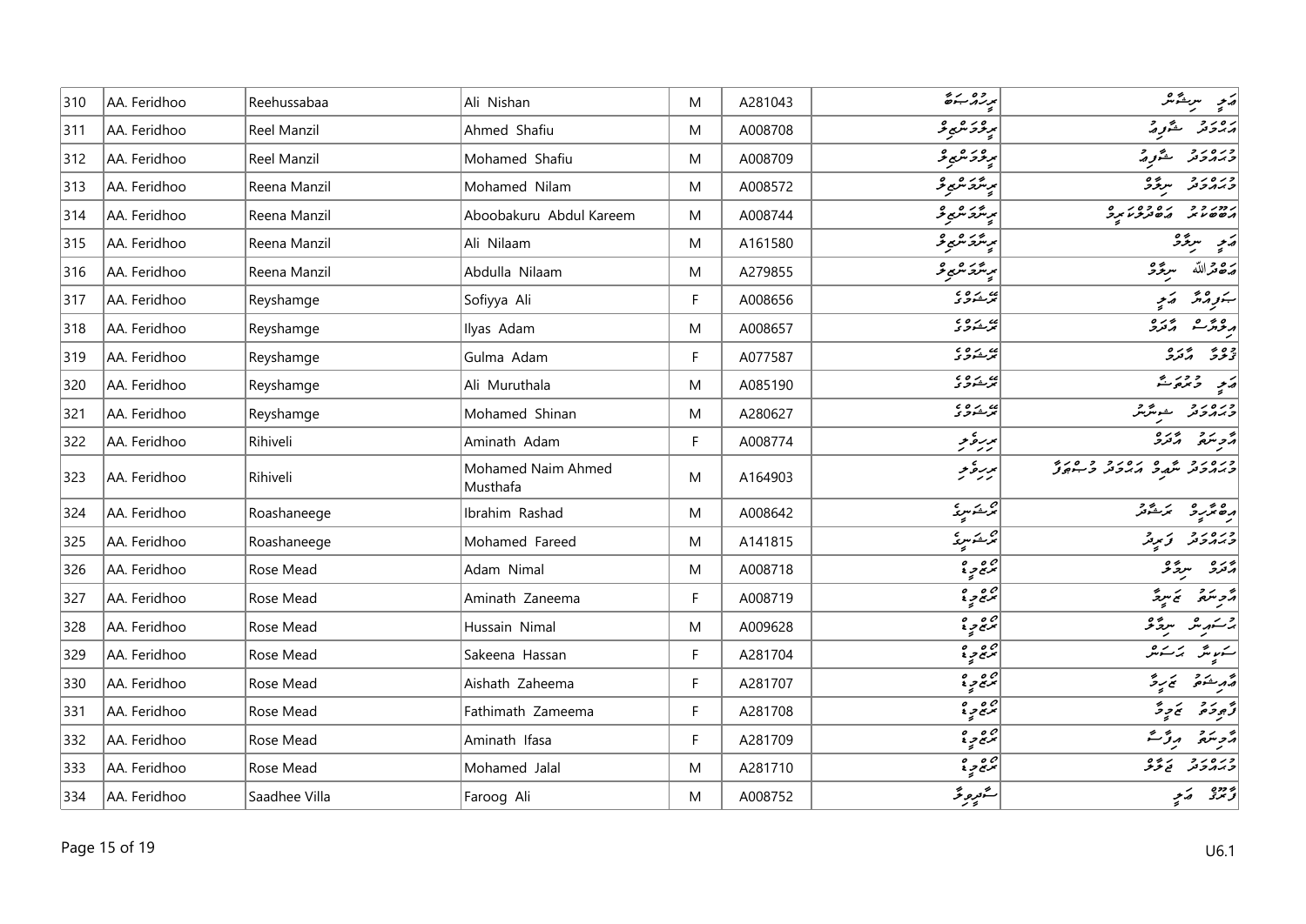| 310 | AA. Feridhoo | Reehussabaa | Ali Nishan | M | A281043 | ﺑﯩﺮﯨﺮﯨﺸﯩﺮﯨ | ﺃﯨﺮ ﺳﯩﺮﯨ |
|---|---|---|---|---|---|---|---|
| 311 | AA. Feridhoo | Reel Manzil | Ahmed Shafiu | M | A008708 | ﺑﯩﺮﯨﺮﯨﺮﯨ | ﺃﯨﺮﯨﺮ ﺷﯩﺮﯨ |
| 312 | AA. Feridhoo | Reel Manzil | Mohamed Shafiu | M | A008709 | ﺑﯩﺮﯨﺮﯨﺮﯨ | ﺑﯩﺮﯨﺮﯨﺮ ﺷﯩﺮﯨ |
| 313 | AA. Feridhoo | Reena Manzil | Mohamed Nilam | M | A008572 | ﺑﯩﺮﯨﺮﯨﺮﯨ | ﺑﯩﺮﯨﺮﯨﺮ ﺳﯩﺮﯨ |
| 314 | AA. Feridhoo | Reena Manzil | Aboobakuru Abdul Kareem | M | A008744 | ﺑﯩﺮﯨﺮﯨﺮﯨ | ﺃﯨﺮﯨﺮﯨﺮ ﺃﯨﺮﯨﺮﯨﺮﯨﺮ |
| 315 | AA. Feridhoo | Reena Manzil | Ali Nilaam | M | A161580 | ﺑﯩﺮﯨﺮﯨﺮﯨ | ﺃﯨﺮ ﺳﯩﺮﯨ |
| 316 | AA. Feridhoo | Reena Manzil | Abdulla Nilaam | M | A279855 | ﺑﯩﺮﯨﺮﯨﺮﯨ | ﺃﯨﺮﯨﺮﺍﷲ ﺳﯩﺮﯨ |
| 317 | AA. Feridhoo | Reyshamge | Sofiyya Ali | F | A008656 | ﺑﯩﺮﯨﺮﯨ | ﺳﯩﺮﯨﺮ ﺃﯨﺮ |
| 318 | AA. Feridhoo | Reyshamge | Ilyas Adam | M | A008657 | ﺑﯩﺮﯨﺮﯨ | ﺃﯨﺮﯨﺮ ﺃﯨﺮﯨ |
| 319 | AA. Feridhoo | Reyshamge | Gulma Adam | F | A077587 | ﺑﯩﺮﯨﺮﯨ | ﺑﯩﺮﯨ ﺃﯨﺮﯨ |
| 320 | AA. Feridhoo | Reyshamge | Ali Muruthala | M | A085190 | ﺑﯩﺮﯨﺮﯨ | ﺃﯨﺮ ﺑﯩﺮﯨﺮﯨ |
| 321 | AA. Feridhoo | Reyshamge | Mohamed Shinan | M | A280627 | ﺑﯩﺮﯨﺮﯨ | ﺑﯩﺮﯨﺮﯨﺮ ﺷﯩﺮﯨﺮ |
| 322 | AA. Feridhoo | Rihiveli | Aminath Adam | F | A008774 | ﺑﯩﺮﯨﺮ | ﺃﯨﺮﯨﺮ ﺃﯨﺮﯨ |
| 323 | AA. Feridhoo | Rihiveli | Mohamed Naim Ahmed Musthafa | M | A164903 | ﺑﯩﺮﯨﺮ | ﺑﯩﺮﯨﺮﯨﺮ ﺳﯩﺮﯨ ﺃﯨﺮﯨﺮ ﺑﯩﺮﯨﺮﯨ |
| 324 | AA. Feridhoo | Roashaneege | Ibrahim Rashad | M | A008642 | ﺑﯩﺮﯨﺮﯨ | ﺃﯨﺮﯨﺮﯨ ﺑﯩﺮﯨﺮ |
| 325 | AA. Feridhoo | Roashaneege | Mohamed Fareed | M | A141815 | ﺑﯩﺮﯨﺮﯨ | ﺑﯩﺮﯨﺮﯨﺮ ﻭﯨﺮﯨﺮ |
| 326 | AA. Feridhoo | Rose Mead | Adam Nimal | M | A008718 | ﺑﯩﺮﯨﺮ | ﺃﯨﺮﯨ ﺳﯩﺮﯨ |
| 327 | AA. Feridhoo | Rose Mead | Aminath Zaneema | F | A008719 | ﺑﯩﺮﯨﺮ | ﺃﯨﺮﯨﺮ ﺑﯩﺮﯨ |
| 328 | AA. Feridhoo | Rose Mead | Hussain Nimal | M | A009628 | ﺑﯩﺮﯨﺮ | ﺑﯩﺮﯨﺮﯨ ﺳﯩﺮﯨ |
| 329 | AA. Feridhoo | Rose Mead | Sakeena Hassan | F | A281704 | ﺑﯩﺮﯨﺮ | ﺳﯩﺮﯨ ﺑﯩﺮﯨﺮ |
| 330 | AA. Feridhoo | Rose Mead | Aishath Zaheema | F | A281707 | ﺑﯩﺮﯨﺮ | ﺃﯨﺮﯨﺮ ﺑﯩﺮﯨ |
| 331 | AA. Feridhoo | Rose Mead | Fathimath Zameema | F | A281708 | ﺑﯩﺮﯨﺮ | ﻭﯨﺮﯨﺮ ﺑﯩﺮﯨ |
| 332 | AA. Feridhoo | Rose Mead | Aminath Ifasa | F | A281709 | ﺑﯩﺮﯨﺮ | ﺃﯨﺮﯨﺮ ﺃﯨﺮﯨ |
| 333 | AA. Feridhoo | Rose Mead | Mohamed Jalal | M | A281710 | ﺑﯩﺮﯨﺮ | ﺑﯩﺮﯨﺮﯨﺮ ﺑﯩﺮﯨ |
| 334 | AA. Feridhoo | Saadhee Villa | Faroog Ali | M | A008752 | ﺳﯩﺮﯨﺮ | ﻭﯨﺮﯨ ﺃﯨﺮ |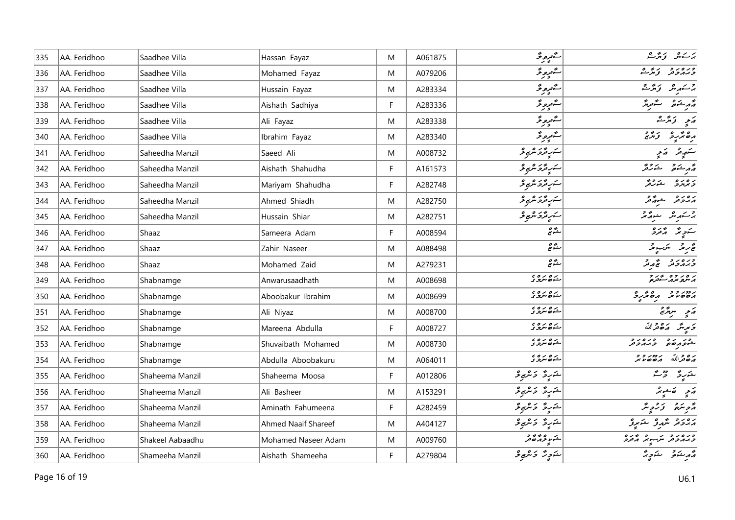| 335 | AA. Feridhoo | Saadhee Villa | Hassan Fayaz | M | A061875 | ސާދީވިލާ | ހަސަން ފައްޔާޒް |
|---|---|---|---|---|---|---|---|
| 336 | AA. Feridhoo | Saadhee Villa | Mohamed Fayaz | M | A079206 | ސާދީވިލާ | މުހައްމަދު ފައްޔާޒް |
| 337 | AA. Feridhoo | Saadhee Villa | Hussain Fayaz | M | A283334 | ސާދީވިލާ | ހުސައިން ފައްޔާޒް |
| 338 | AA. Feridhoo | Saadhee Villa | Aishath Sadhiya | F | A283336 | ސާދީވިލާ | އާއިޝަތު ސާދިޔާ |
| 339 | AA. Feridhoo | Saadhee Villa | Ali Fayaz | M | A283338 | ސާދީވިލާ | އަލި ފައްޔާޒް |
| 340 | AA. Feridhoo | Saadhee Villa | Ibrahim Fayaz | M | A283340 | ސާދީވިލާ | އިބްރާހިމް ފައްޔާޒް |
| 341 | AA. Feridhoo | Saheedha Manzil | Saeed Ali | M | A008732 | ސަހީދާމަންޒިލް | ސައީދު އަލި |
| 342 | AA. Feridhoo | Saheedha Manzil | Aishath Shahudha | F | A161573 | ސަހީދާމަންޒިލް | އާއިޝަތު ޝަހުދާ |
| 343 | AA. Feridhoo | Saheedha Manzil | Mariyam Shahudha | F | A282748 | ސަހީދާމަންޒިލް | މަރިޔަމް ޝަހުދާ |
| 344 | AA. Feridhoo | Saheedha Manzil | Ahmed Shiadh | M | A282750 | ސަހީދާމަންޒިލް | އަހްމަދު ޝިއާދު |
| 345 | AA. Feridhoo | Saheedha Manzil | Hussain Shiar | M | A282751 | ސަހީދާމަންޒިލް | ހުސައިން ޝިއާރު |
| 346 | AA. Feridhoo | Shaaz | Sameera Adam | F | A008594 | ޝާޒް | ސަމީރާ އާދަމް |
| 347 | AA. Feridhoo | Shaaz | Zahir Naseer | M | A088498 | ޝާޒް | ޒާހިރު ނަސީރު |
| 348 | AA. Feridhoo | Shaaz | Mohamed Zaid | M | A279231 | ޝާޒް | މުހައްމަދު ޒާއިދު |
| 349 | AA. Feridhoo | Shabnamge | Anwarusaadhath | M | A008698 | ޝަބްނަމްގެ | އަންވަރުއްސާދަތު |
| 350 | AA. Feridhoo | Shabnamge | Aboobakur Ibrahim | M | A008699 | ޝަބްނަމްގެ | އަބޫބަކުރު އިބްރާހިމް |
| 351 | AA. Feridhoo | Shabnamge | Ali Niyaz | M | A008700 | ޝަބްނަމްގެ | އަލި ނިޔާޒް |
| 352 | AA. Feridhoo | Shabnamge | Mareena Abdulla | F | A008727 | ޝަބްނަމްގެ | މަރީނާ އަބްދުﷲ |
| 353 | AA. Feridhoo | Shabnamge | Shuvaibath Mohamed | M | A008730 | ޝަބްނަމްގެ | ޝުވައިބަތު މުހައްމަދު |
| 354 | AA. Feridhoo | Shabnamge | Abdulla Aboobakuru | M | A064011 | ޝަބްނަމްގެ | އަބްދުﷲ އަބޫބަކުރު |
| 355 | AA. Feridhoo | Shaheema Manzil | Shaheema Moosa | F | A012806 | ޝަހީމާ މަންޒިލް | ޝަހީމާ މޫސާ |
| 356 | AA. Feridhoo | Shaheema Manzil | Ali Basheer | M | A153291 | ޝަހީމާ މަންޒިލް | އަލިބަޝީރު |
| 357 | AA. Feridhoo | Shaheema Manzil | Aminath Fahumeena | F | A282459 | ޝަހީމާ މަންޒިލް | އާމިނަތު ފަހުމީނާ |
| 358 | AA. Feridhoo | Shaheema Manzil | Ahmed Naaif Shareef | M | A404127 | ޝަހީމާ މަންޒިލް | އަހްމަދު ނާއިފް ޝަރީފް |
| 359 | AA. Feridhoo | Shakeel Aabaadhu | Mohamed Naseer Adam | M | A009760 | ޝަކީލްއާބާދު | މުހައްމަދު ނަސީރު އާދަމް |
| 360 | AA. Feridhoo | Shameeha Manzil | Aishath Shameeha | F | A279804 | ޝަމީހާ މަންޒިލް | އާއިޝަތު ޝަމީހާ |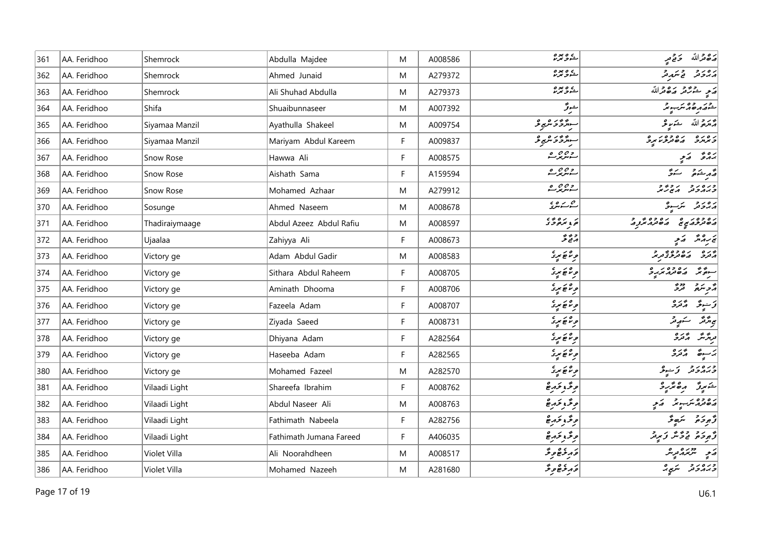| 361 | AA. Feridhoo | Shemrock | Abdulla Majdee | M | A008586 | ށެމްރޮކް | އަބްދުﷲ މަޖްދީ |
|---|---|---|---|---|---|---|---|
| 362 | AA. Feridhoo | Shemrock | Ahmed Junaid | M | A279372 | ށެމްރޮކް | އަޙްމަދު ޖުނައިދު |
| 363 | AA. Feridhoo | Shemrock | Ali Shuhad Abdulla | M | A279373 | ށެމްރޮކް | އަލި ޝުހާދު އަބްދުﷲ |
| 364 | AA. Feridhoo | Shifa | Shuaibunnaseer | M | A007392 | ށިފާ | ޝުޢައިބުންނަސީރު |
| 365 | AA. Feridhoo | Siyamaa Manzil | Ayathulla Shakeel | M | A009754 | ސިޔާމާމަންޒިލް | އާޔަތުﷲ ޝަކީލް |
| 366 | AA. Feridhoo | Siyamaa Manzil | Mariyam Abdul Kareem | F | A009837 | ސިޔާމާމަންޒިލް | މަރިޔަމް އަބްދުލްކަރީމް |
| 367 | AA. Feridhoo | Snow Rose | Hawwa Ali | F | A008575 | ސްނޯރޯސް | ހައްވާ އަލި |
| 368 | AA. Feridhoo | Snow Rose | Aishath Sama | F | A159594 | ސްނޯރޯސް | އައިޝަތު ސަމާ |
| 369 | AA. Feridhoo | Snow Rose | Mohamed Azhaar | M | A279912 | ސްނޯރޯސް | މުޙައްމަދު އަޒްހާރު |
| 370 | AA. Feridhoo | Sosunge | Ahmed Naseem | M | A008678 | ސޮސުންގެ | އަޙްމަދު ނަސީމް |
| 371 | AA. Feridhoo | Thadiraiymaage | Abdul Azeez Abdul Rafiu | M | A008597 | ތަދިރައްމާގެ | އަބްދުލްޢަޒީޒް އަބްދުއްރަފީޢު |
| 372 | AA. Feridhoo | Ujaalaa | Zahiyya Ali | F | A008673 | އުޖާލާ | ޒަހިއްޔާ އަލި |
| 373 | AA. Feridhoo | Victory ge | Adam Abdul Gadir | M | A008583 | ވިކްޓަރީގެ | އާދަމް އަބްދުލްގާދިރު |
| 374 | AA. Feridhoo | Victory ge | Sithara Abdul Raheem | F | A008705 | ވިކްޓަރީގެ | ސިތާރާ އަބްދުއްރަހީމް |
| 375 | AA. Feridhoo | Victory ge | Aminath Dhooma | F | A008706 | ވިކްޓަރީގެ | އާމިނަތު ދޫމާ |
| 376 | AA. Feridhoo | Victory ge | Fazeela Adam | F | A008707 | ވިކްޓަރީގެ | ފަޟީލާ އާދަމް |
| 377 | AA. Feridhoo | Victory ge | Ziyada Saeed | F | A008731 | ވިކްޓަރީގެ | ޒިޔާދާ ސައީދު |
| 378 | AA. Feridhoo | Victory ge | Dhiyana Adam | F | A282564 | ވިކްޓަރީގެ | ދިޔާނާ އާދަމް |
| 379 | AA. Feridhoo | Victory ge | Haseeba Adam | F | A282565 | ވިކްޓަރީގެ | ހަސީބާ އާދަމް |
| 380 | AA. Feridhoo | Victory ge | Mohamed Fazeel | M | A282570 | ވިކްޓަރީގެ | މުޙައްމަދު ފަޟީލް |
| 381 | AA. Feridhoo | Vilaadi Light | Shareefa Ibrahim | F | A008762 | ވިލާދިލައިޓް | ޝަރީފާ އިބްރާހީމް |
| 382 | AA. Feridhoo | Vilaadi Light | Abdul Naseer Ali | M | A008763 | ވިލާދިލައިޓް | އަބްދުއްނަސީރު އަލި |
| 383 | AA. Feridhoo | Vilaadi Light | Fathimath Nabeela | F | A282756 | ވިލާދިލައިޓް | ފާތިމަތު ނަބީލާ |
| 384 | AA. Feridhoo | Vilaadi Light | Fathimath Jumana Fareed | F | A406035 | ވިލާދިލައިޓް | ފާތިމަތު ޖުމާނާ ފަރީދު |
| 385 | AA. Feridhoo | Violet Villa | Ali Noorahdheen | M | A008517 | ވައިލެޓްވިލާ | އަލި ނޫރައްދީން |
| 386 | AA. Feridhoo | Violet Villa | Mohamed Nazeeh | M | A281680 | ވައިލެޓްވިލާ | މުޙައްމަދު ނަޒީހް |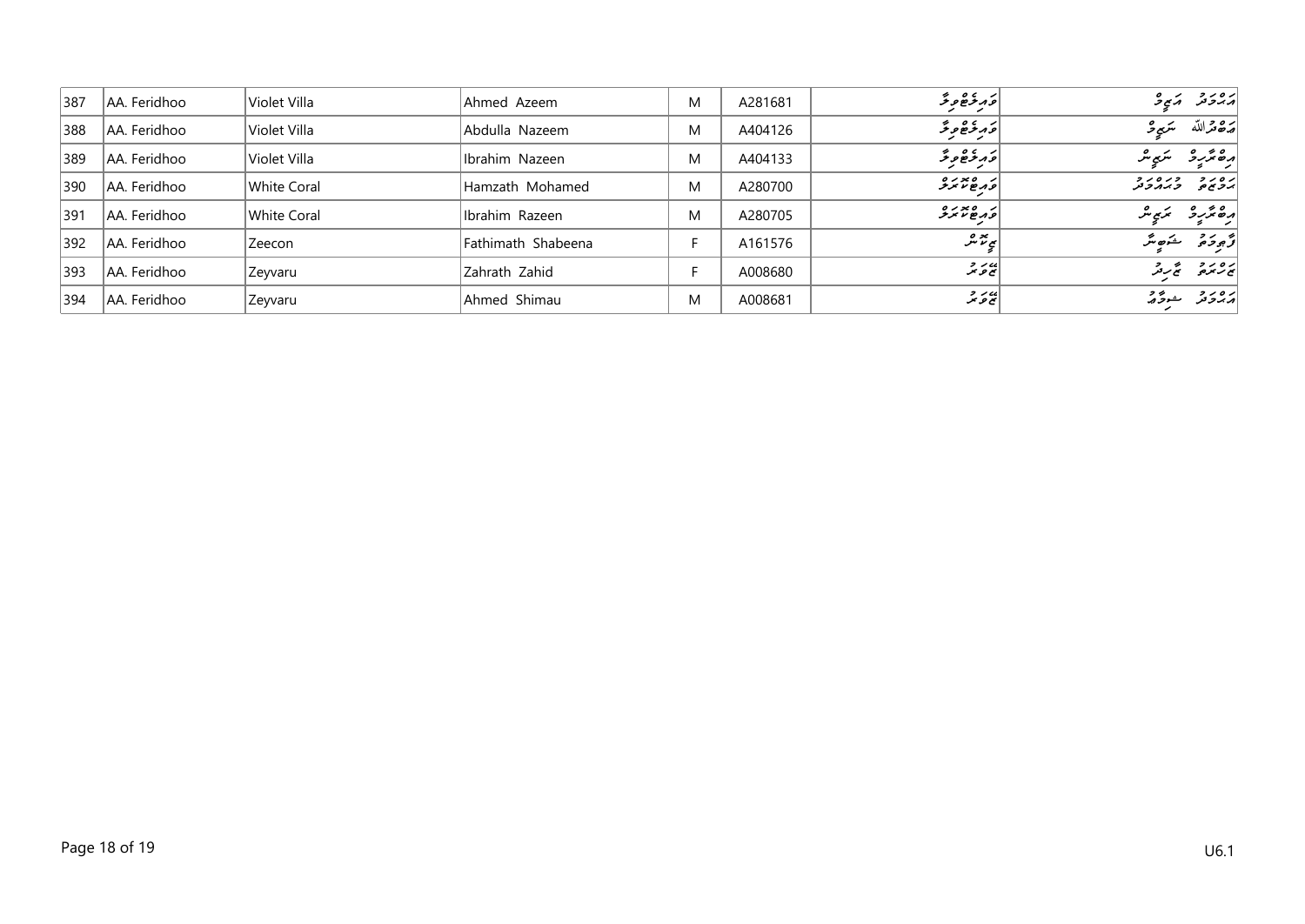| 387 | AA. Feridhoo | Violet Villa | Ahmed Azeem | M | A281681 | ވައިލެޓްވިލާ | އަހުމަދު އަޒީމް |
|---|---|---|---|---|---|---|---|
| 388 | AA. Feridhoo | Violet Villa | Abdulla Nazeem | M | A404126 | ވައިލެޓްވިލާ | އަބްދުﷲ ނަޒީމް |
| 389 | AA. Feridhoo | Violet Villa | Ibrahim Nazeen | M | A404133 | ވައިލެޓްވިލާ | އިބްރާހީމް ނަޒީން |
| 390 | AA. Feridhoo | White Coral | Hamzath Mohamed | M | A280700 | ވައިޓްކޯރަލް | ހަމްޒަތު މުހައްމަދު |
| 391 | AA. Feridhoo | White Coral | Ibrahim Razeen | M | A280705 | ވައިޓްކޯރަލް | އިބްރާހީމް ރަޒީން |
| 392 | AA. Feridhoo | Zeecon | Fathimath Shabeena | F | A161576 | ޒީކޮން | ފާތިމަތު ޝަބީނާ |
| 393 | AA. Feridhoo | Zeyvaru | Zahrath Zahid | F | A008680 | ޒޭވަރު | ޒަހްރަތު ޒާހިދު |
| 394 | AA. Feridhoo | Zeyvaru | Ahmed Shimau | M | A008681 | ޒޭވަރު | އަހުމަދު ޝިމާއު |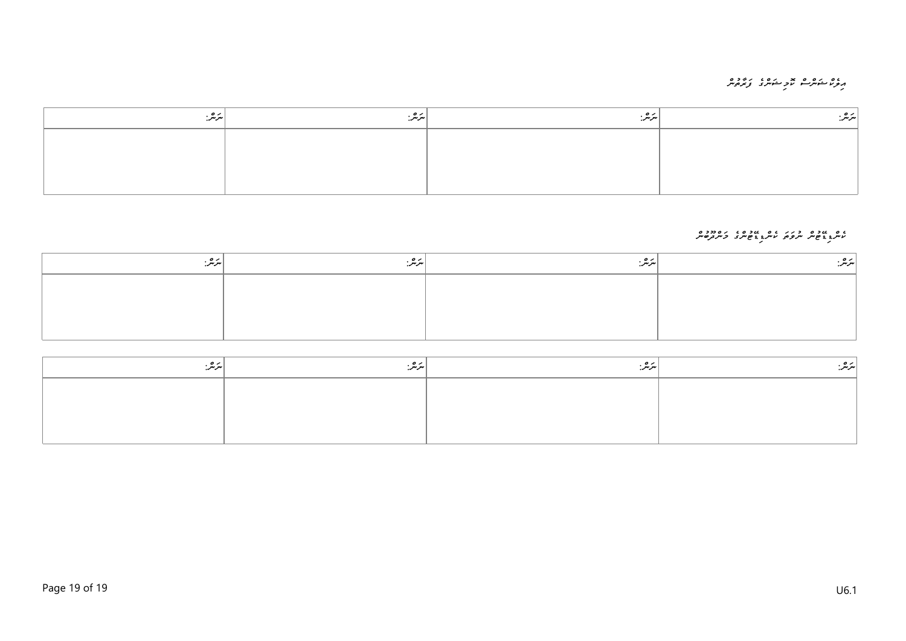# އިޖާޒަތްދެވޭ ކުރިމަތިލާ ފަރާތް

| ނަން: | ނަން: | ނަން: | ނަން: |
|---|---|---|---|
| | | | |

# ކުންފުނީގެ ނުވަތަ ކުންފުނީގެ މަސްދޫޅު

| ނަން: | ނަން: | ނަން: | ނަން: |
|---|---|---|---|
| | | | |

| ނަން: | ނަން: | ނަން: | ނަން: |
|---|---|---|---|
| | | | |